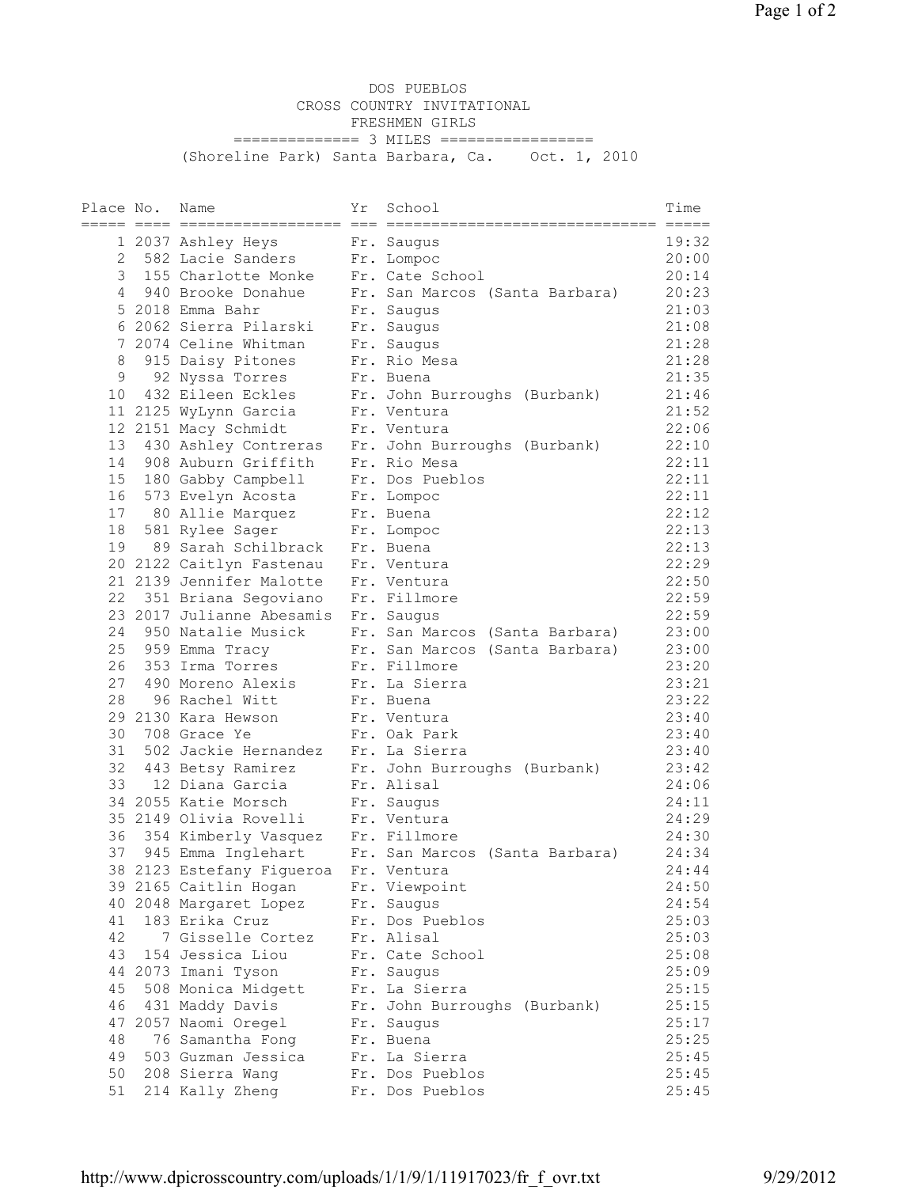# DOS PUEBLOS
## CROSS COUNTRY INVITATIONAL
### FRESHMEN GIRLS

============== 3 MILES ==================

(Shoreline Park) Santa Barbara, Ca. Oct. 1, 2010

| Place | No. | Name | Yr | School | Time |
|---|---|---|---|---|---|
| 1 | 2037 | Ashley Heys | Fr. | Saugus | 19:32 |
| 2 | 582 | Lacie Sanders | Fr. | Lompoc | 20:00 |
| 3 | 155 | Charlotte Monke | Fr. | Cate School | 20:14 |
| 4 | 940 | Brooke Donahue | Fr. | San Marcos (Santa Barbara) | 20:23 |
| 5 | 2018 | Emma Bahr | Fr. | Saugus | 21:03 |
| 6 | 2062 | Sierra Pilarski | Fr. | Saugus | 21:08 |
| 7 | 2074 | Celine Whitman | Fr. | Saugus | 21:28 |
| 8 | 915 | Daisy Pitones | Fr. | Rio Mesa | 21:28 |
| 9 | 92 | Nyssa Torres | Fr. | Buena | 21:35 |
| 10 | 432 | Eileen Eckles | Fr. | John Burroughs (Burbank) | 21:46 |
| 11 | 2125 | WyLynn Garcia | Fr. | Ventura | 21:52 |
| 12 | 2151 | Macy Schmidt | Fr. | Ventura | 22:06 |
| 13 | 430 | Ashley Contreras | Fr. | John Burroughs (Burbank) | 22:10 |
| 14 | 908 | Auburn Griffith | Fr. | Rio Mesa | 22:11 |
| 15 | 180 | Gabby Campbell | Fr. | Dos Pueblos | 22:11 |
| 16 | 573 | Evelyn Acosta | Fr. | Lompoc | 22:11 |
| 17 | 80 | Allie Marquez | Fr. | Buena | 22:12 |
| 18 | 581 | Rylee Sager | Fr. | Lompoc | 22:13 |
| 19 | 89 | Sarah Schilbrack | Fr. | Buena | 22:13 |
| 20 | 2122 | Caitlyn Fastenau | Fr. | Ventura | 22:29 |
| 21 | 2139 | Jennifer Malotte | Fr. | Ventura | 22:50 |
| 22 | 351 | Briana Segoviano | Fr. | Fillmore | 22:59 |
| 23 | 2017 | Julianne Abesamis | Fr. | Saugus | 22:59 |
| 24 | 950 | Natalie Musick | Fr. | San Marcos (Santa Barbara) | 23:00 |
| 25 | 959 | Emma Tracy | Fr. | San Marcos (Santa Barbara) | 23:00 |
| 26 | 353 | Irma Torres | Fr. | Fillmore | 23:20 |
| 27 | 490 | Moreno Alexis | Fr. | La Sierra | 23:21 |
| 28 | 96 | Rachel Witt | Fr. | Buena | 23:22 |
| 29 | 2130 | Kara Hewson | Fr. | Ventura | 23:40 |
| 30 | 708 | Grace Ye | Fr. | Oak Park | 23:40 |
| 31 | 502 | Jackie Hernandez | Fr. | La Sierra | 23:40 |
| 32 | 443 | Betsy Ramirez | Fr. | John Burroughs (Burbank) | 23:42 |
| 33 | 12 | Diana Garcia | Fr. | Alisal | 24:06 |
| 34 | 2055 | Katie Morsch | Fr. | Saugus | 24:11 |
| 35 | 2149 | Olivia Rovelli | Fr. | Ventura | 24:29 |
| 36 | 354 | Kimberly Vasquez | Fr. | Fillmore | 24:30 |
| 37 | 945 | Emma Inglehart | Fr. | San Marcos (Santa Barbara) | 24:34 |
| 38 | 2123 | Estefany Figueroa | Fr. | Ventura | 24:44 |
| 39 | 2165 | Caitlin Hogan | Fr. | Viewpoint | 24:50 |
| 40 | 2048 | Margaret Lopez | Fr. | Saugus | 24:54 |
| 41 | 183 | Erika Cruz | Fr. | Dos Pueblos | 25:03 |
| 42 | 7 | Gisselle Cortez | Fr. | Alisal | 25:03 |
| 43 | 154 | Jessica Liou | Fr. | Cate School | 25:08 |
| 44 | 2073 | Imani Tyson | Fr. | Saugus | 25:09 |
| 45 | 508 | Monica Midgett | Fr. | La Sierra | 25:15 |
| 46 | 431 | Maddy Davis | Fr. | John Burroughs (Burbank) | 25:15 |
| 47 | 2057 | Naomi Oregel | Fr. | Saugus | 25:17 |
| 48 | 76 | Samantha Fong | Fr. | Buena | 25:25 |
| 49 | 503 | Guzman Jessica | Fr. | La Sierra | 25:45 |
| 50 | 208 | Sierra Wang | Fr. | Dos Pueblos | 25:45 |
| 51 | 214 | Kally Zheng | Fr. | Dos Pueblos | 25:45 |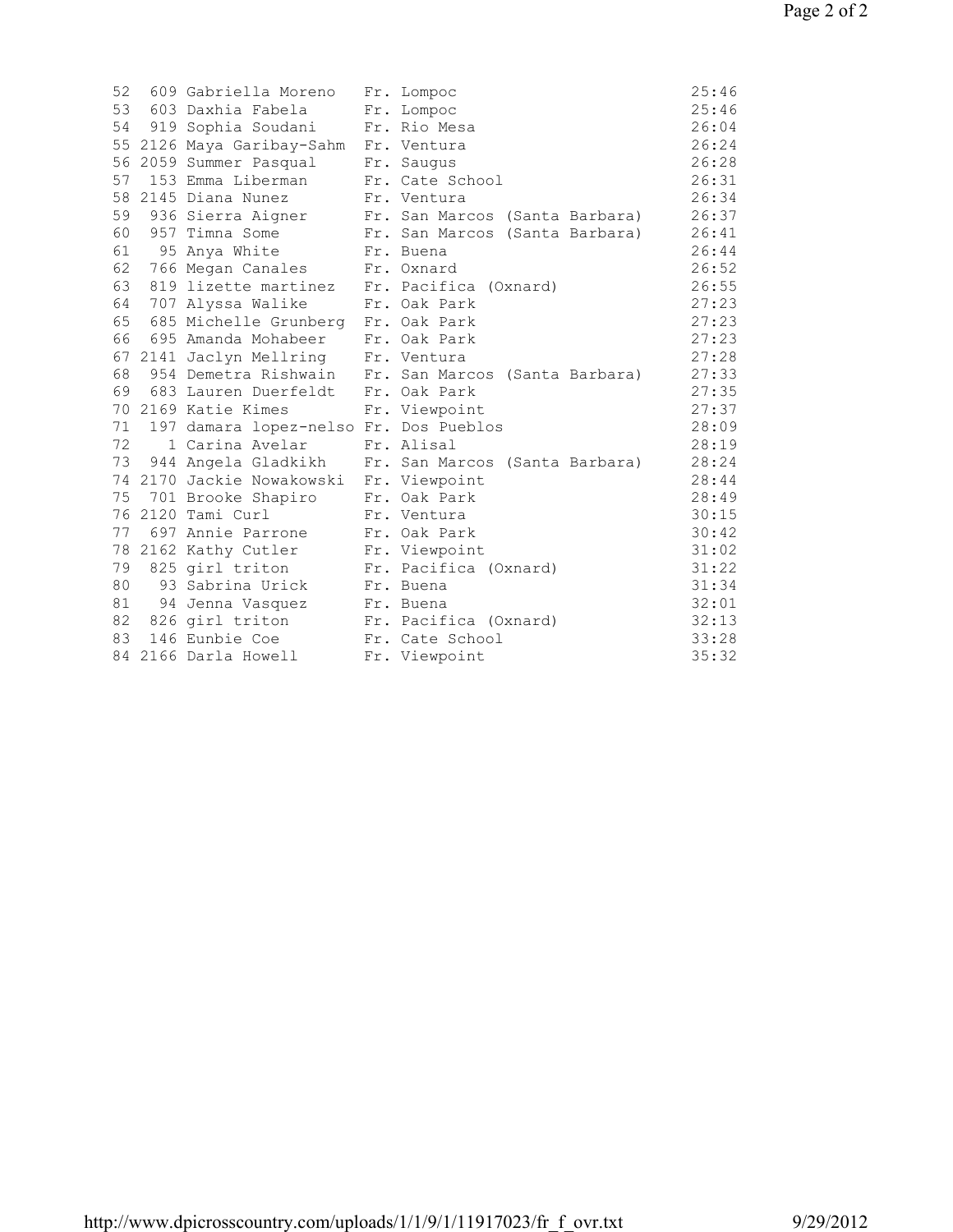| Place | No. | Name | Year | School | Time |
|---|---|---|---|---|---|
| 52 | 609 | Gabriella Moreno | Fr. | Lompoc | 25:46 |
| 53 | 603 | Daxhia Fabela | Fr. | Lompoc | 25:46 |
| 54 | 919 | Sophia Soudani | Fr. | Rio Mesa | 26:04 |
| 55 | 2126 | Maya Garibay-Sahm | Fr. | Ventura | 26:24 |
| 56 | 2059 | Summer Pasqual | Fr. | Saugus | 26:28 |
| 57 | 153 | Emma Liberman | Fr. | Cate School | 26:31 |
| 58 | 2145 | Diana Nunez | Fr. | Ventura | 26:34 |
| 59 | 936 | Sierra Aigner | Fr. | San Marcos (Santa Barbara) | 26:37 |
| 60 | 957 | Timna Some | Fr. | San Marcos (Santa Barbara) | 26:41 |
| 61 | 95 | Anya White | Fr. | Buena | 26:44 |
| 62 | 766 | Megan Canales | Fr. | Oxnard | 26:52 |
| 63 | 819 | lizette martinez | Fr. | Pacifica (Oxnard) | 26:55 |
| 64 | 707 | Alyssa Walike | Fr. | Oak Park | 27:23 |
| 65 | 685 | Michelle Grunberg | Fr. | Oak Park | 27:23 |
| 66 | 695 | Amanda Mohabeer | Fr. | Oak Park | 27:23 |
| 67 | 2141 | Jaclyn Mellring | Fr. | Ventura | 27:28 |
| 68 | 954 | Demetra Rishwain | Fr. | San Marcos (Santa Barbara) | 27:33 |
| 69 | 683 | Lauren Duerfeldt | Fr. | Oak Park | 27:35 |
| 70 | 2169 | Katie Kimes | Fr. | Viewpoint | 27:37 |
| 71 | 197 | damara lopez-nelso | Fr. | Dos Pueblos | 28:09 |
| 72 | 1 | Carina Avelar | Fr. | Alisal | 28:19 |
| 73 | 944 | Angela Gladkikh | Fr. | San Marcos (Santa Barbara) | 28:24 |
| 74 | 2170 | Jackie Nowakowski | Fr. | Viewpoint | 28:44 |
| 75 | 701 | Brooke Shapiro | Fr. | Oak Park | 28:49 |
| 76 | 2120 | Tami Curl | Fr. | Ventura | 30:15 |
| 77 | 697 | Annie Parrone | Fr. | Oak Park | 30:42 |
| 78 | 2162 | Kathy Cutler | Fr. | Viewpoint | 31:02 |
| 79 | 825 | girl triton | Fr. | Pacifica (Oxnard) | 31:22 |
| 80 | 93 | Sabrina Urick | Fr. | Buena | 31:34 |
| 81 | 94 | Jenna Vasquez | Fr. | Buena | 32:01 |
| 82 | 826 | girl triton | Fr. | Pacifica (Oxnard) | 32:13 |
| 83 | 146 | Eunbie Coe | Fr. | Cate School | 33:28 |
| 84 | 2166 | Darla Howell | Fr. | Viewpoint | 35:32 |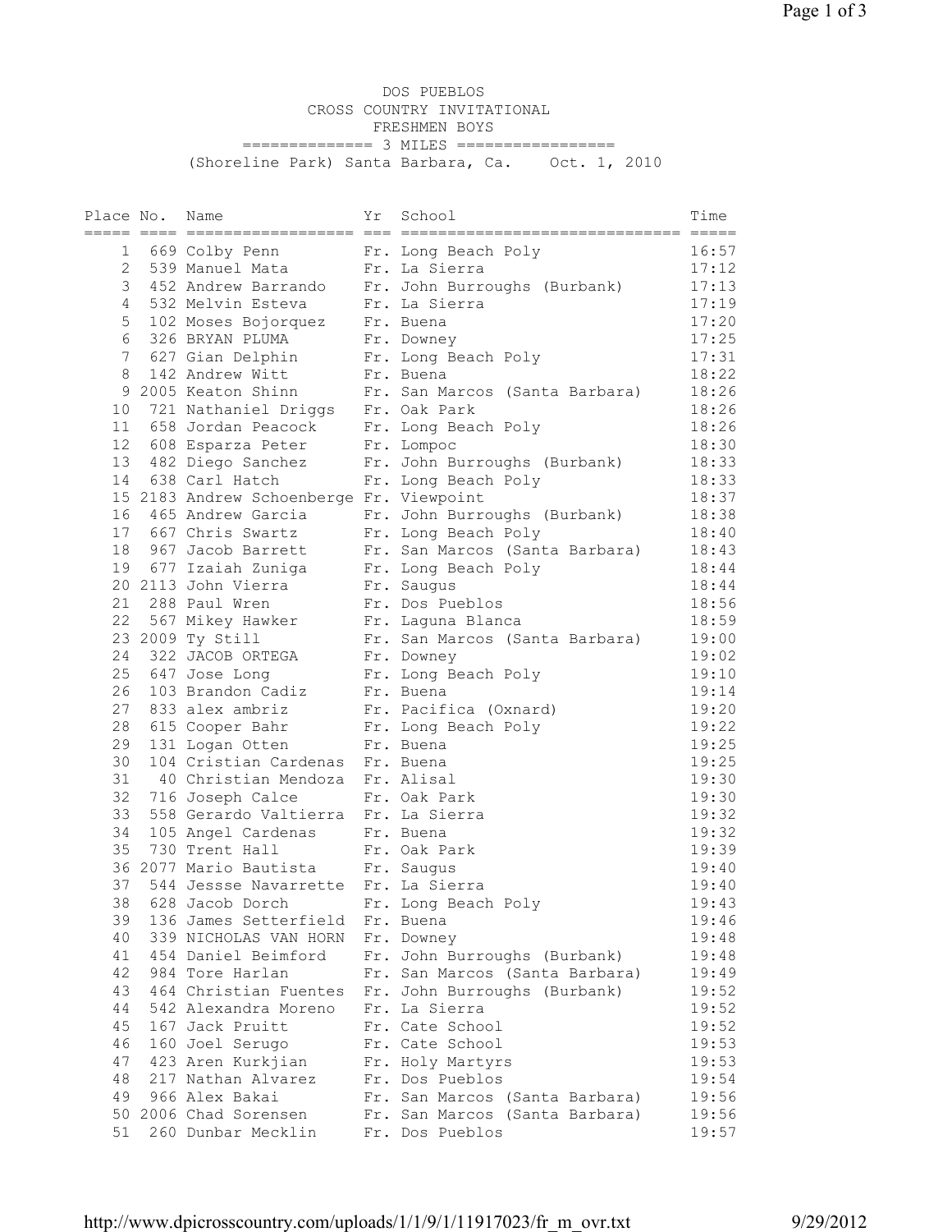# DOS PUEBLOS
## CROSS COUNTRY INVITATIONAL
### FRESHMEN BOYS

============== 3 MILES ==================

(Shoreline Park) Santa Barbara, Ca. Oct. 1, 2010

| Place | No. | Name | Yr | School | Time |
|---|---|---|---|---|---|
| 1 | 669 | Colby Penn | Fr. | Long Beach Poly | 16:57 |
| 2 | 539 | Manuel Mata | Fr. | La Sierra | 17:12 |
| 3 | 452 | Andrew Barrando | Fr. | John Burroughs (Burbank) | 17:13 |
| 4 | 532 | Melvin Esteva | Fr. | La Sierra | 17:19 |
| 5 | 102 | Moses Bojorquez | Fr. | Buena | 17:20 |
| 6 | 326 | BRYAN PLUMA | Fr. | Downey | 17:25 |
| 7 | 627 | Gian Delphin | Fr. | Long Beach Poly | 17:31 |
| 8 | 142 | Andrew Witt | Fr. | Buena | 18:22 |
| 9 | 2005 | Keaton Shinn | Fr. | San Marcos (Santa Barbara) | 18:26 |
| 10 | 721 | Nathaniel Driggs | Fr. | Oak Park | 18:26 |
| 11 | 658 | Jordan Peacock | Fr. | Long Beach Poly | 18:26 |
| 12 | 608 | Esparza Peter | Fr. | Lompoc | 18:30 |
| 13 | 482 | Diego Sanchez | Fr. | John Burroughs (Burbank) | 18:33 |
| 14 | 638 | Carl Hatch | Fr. | Long Beach Poly | 18:33 |
| 15 | 2183 | Andrew Schoenberge | Fr. | Viewpoint | 18:37 |
| 16 | 465 | Andrew Garcia | Fr. | John Burroughs (Burbank) | 18:38 |
| 17 | 667 | Chris Swartz | Fr. | Long Beach Poly | 18:40 |
| 18 | 967 | Jacob Barrett | Fr. | San Marcos (Santa Barbara) | 18:43 |
| 19 | 677 | Izaiah Zuniga | Fr. | Long Beach Poly | 18:44 |
| 20 | 2113 | John Vierra | Fr. | Saugus | 18:44 |
| 21 | 288 | Paul Wren | Fr. | Dos Pueblos | 18:56 |
| 22 | 567 | Mikey Hawker | Fr. | Laguna Blanca | 18:59 |
| 23 | 2009 | Ty Still | Fr. | San Marcos (Santa Barbara) | 19:00 |
| 24 | 322 | JACOB ORTEGA | Fr. | Downey | 19:02 |
| 25 | 647 | Jose Long | Fr. | Long Beach Poly | 19:10 |
| 26 | 103 | Brandon Cadiz | Fr. | Buena | 19:14 |
| 27 | 833 | alex ambriz | Fr. | Pacifica (Oxnard) | 19:20 |
| 28 | 615 | Cooper Bahr | Fr. | Long Beach Poly | 19:22 |
| 29 | 131 | Logan Otten | Fr. | Buena | 19:25 |
| 30 | 104 | Cristian Cardenas | Fr. | Buena | 19:25 |
| 31 | 40 | Christian Mendoza | Fr. | Alisal | 19:30 |
| 32 | 716 | Joseph Calce | Fr. | Oak Park | 19:30 |
| 33 | 558 | Gerardo Valtierra | Fr. | La Sierra | 19:32 |
| 34 | 105 | Angel Cardenas | Fr. | Buena | 19:32 |
| 35 | 730 | Trent Hall | Fr. | Oak Park | 19:39 |
| 36 | 2077 | Mario Bautista | Fr. | Saugus | 19:40 |
| 37 | 544 | Jessse Navarrette | Fr. | La Sierra | 19:40 |
| 38 | 628 | Jacob Dorch | Fr. | Long Beach Poly | 19:43 |
| 39 | 136 | James Setterfield | Fr. | Buena | 19:46 |
| 40 | 339 | NICHOLAS VAN HORN | Fr. | Downey | 19:48 |
| 41 | 454 | Daniel Beimford | Fr. | John Burroughs (Burbank) | 19:48 |
| 42 | 984 | Tore Harlan | Fr. | San Marcos (Santa Barbara) | 19:49 |
| 43 | 464 | Christian Fuentes | Fr. | John Burroughs (Burbank) | 19:52 |
| 44 | 542 | Alexandra Moreno | Fr. | La Sierra | 19:52 |
| 45 | 167 | Jack Pruitt | Fr. | Cate School | 19:52 |
| 46 | 160 | Joel Serugo | Fr. | Cate School | 19:53 |
| 47 | 423 | Aren Kurkjian | Fr. | Holy Martyrs | 19:53 |
| 48 | 217 | Nathan Alvarez | Fr. | Dos Pueblos | 19:54 |
| 49 | 966 | Alex Bakai | Fr. | San Marcos (Santa Barbara) | 19:56 |
| 50 | 2006 | Chad Sorensen | Fr. | San Marcos (Santa Barbara) | 19:56 |
| 51 | 260 | Dunbar Mecklin | Fr. | Dos Pueblos | 19:57 |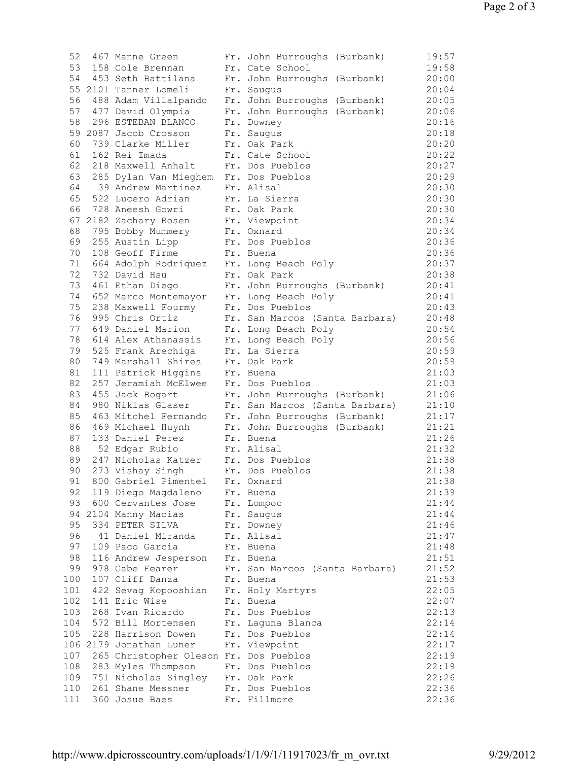```
 52   467 Manne Green        Fr. John Burroughs (Burbank)       19:57
 53   158 Cole Brennan       Fr. Cate School                    19:58
 54   453 Seth Battilana     Fr. John Burroughs (Burbank)       20:00
 55 2101 Tanner Lomeli       Fr. Saugus                         20:04
 56   488 Adam Villalpando   Fr. John Burroughs (Burbank)       20:05
 57   477 David Olympia      Fr. John Burroughs (Burbank)       20:06
 58   296 ESTEBAN BLANCO     Fr. Downey                         20:16
 59 2087 Jacob Crosson       Fr. Saugus                         20:18
 60   739 Clarke Miller      Fr. Oak Park                       20:20
 61   162 Rei Imada          Fr. Cate School                    20:22
 62   218 Maxwell Anhalt     Fr. Dos Pueblos                    20:27
 63   285 Dylan Van Mieghem  Fr. Dos Pueblos                    20:29
 64    39 Andrew Martinez    Fr. Alisal                         20:30
 65   522 Lucero Adrian      Fr. La Sierra                      20:30
 66   728 Aneesh Gowri       Fr. Oak Park                       20:30
 67 2182 Zachary Rosen       Fr. Viewpoint                      20:34
 68   795 Bobby Mummery      Fr. Oxnard                         20:34
 69   255 Austin Lipp        Fr. Dos Pueblos                    20:36
 70   108 Geoff Firme        Fr. Buena                          20:36
 71   664 Adolph Rodriquez   Fr. Long Beach Poly                20:37
 72   732 David Hsu          Fr. Oak Park                       20:38
 73   461 Ethan Diego        Fr. John Burroughs (Burbank)       20:41
 74   652 Marco Montemayor   Fr. Long Beach Poly                20:41
 75   238 Maxwell Fourmy     Fr. Dos Pueblos                    20:43
 76   995 Chris Ortiz        Fr. San Marcos (Santa Barbara)     20:48
 77   649 Daniel Marion      Fr. Long Beach Poly                20:54
 78   614 Alex Athanassis    Fr. Long Beach Poly                20:56
 79   525 Frank Arechiga     Fr. La Sierra                      20:59
 80   749 Marshall Shires    Fr. Oak Park                       20:59
 81   111 Patrick Higgins    Fr. Buena                          21:03
 82   257 Jeramiah McElwee   Fr. Dos Pueblos                    21:03
 83   455 Jack Bogart        Fr. John Burroughs (Burbank)       21:06
 84   980 Niklas Glaser      Fr. San Marcos (Santa Barbara)     21:10
 85   463 Mitchel Fernando   Fr. John Burroughs (Burbank)       21:17
 86   469 Michael Huynh      Fr. John Burroughs (Burbank)       21:21
 87   133 Daniel Perez       Fr. Buena                          21:26
 88    52 Edgar Rubio        Fr. Alisal                         21:32
 89   247 Nicholas Katzer    Fr. Dos Pueblos                    21:38
 90   273 Vishay Singh       Fr. Dos Pueblos                    21:38
 91   800 Gabriel Pimentel   Fr. Oxnard                         21:38
 92   119 Diego Magdaleno    Fr. Buena                          21:39
 93   600 Cervantes Jose     Fr. Lompoc                         21:44
 94 2104 Manny Macias        Fr. Saugus                         21:44
 95   334 PETER SILVA        Fr. Downey                         21:46
 96    41 Daniel Miranda     Fr. Alisal                         21:47
 97   109 Paco Garcia        Fr. Buena                          21:48
 98   116 Andrew Jesperson   Fr. Buena                          21:51
 99   978 Gabe Fearer        Fr. San Marcos (Santa Barbara)     21:52
100   107 Cliff Danza        Fr. Buena                          21:53
101   422 Sevag Kopooshian   Fr. Holy Martyrs                   22:05
102   141 Eric Wise          Fr. Buena                          22:07
103   268 Ivan Ricardo       Fr. Dos Pueblos                    22:13
104   572 Bill Mortensen     Fr. Laguna Blanca                  22:14
105   228 Harrison Dowen     Fr. Dos Pueblos                    22:14
106 2179 Jonathan Luner      Fr. Viewpoint                      22:17
107   265 Christopher Oleson Fr. Dos Pueblos                    22:19
108   283 Myles Thompson     Fr. Dos Pueblos                    22:19
109   751 Nicholas Singley   Fr. Oak Park                       22:26
110   261 Shane Messner      Fr. Dos Pueblos                    22:36
111   360 Josue Baes         Fr. Fillmore                       22:36
```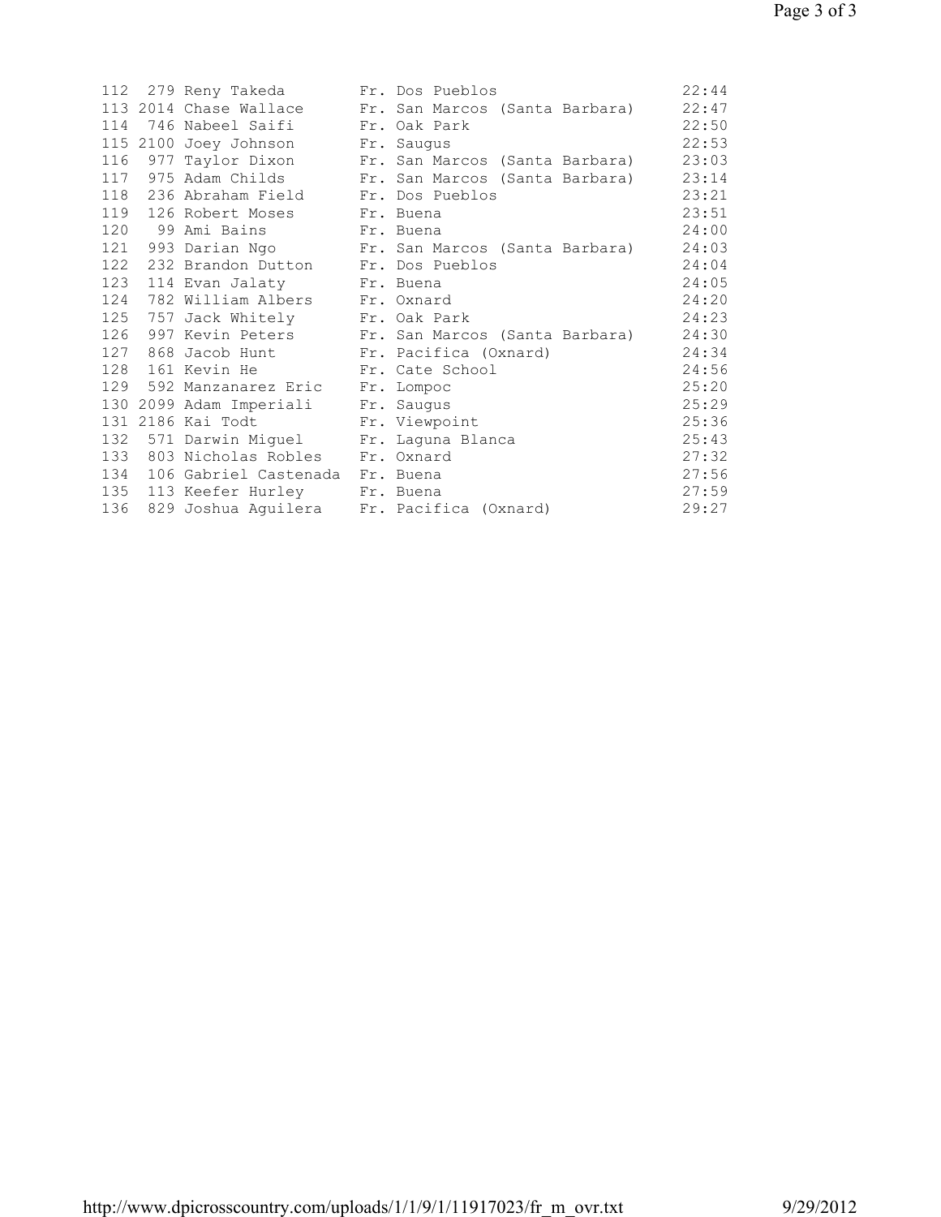```
112  279 Reny Takeda        Fr. Dos Pueblos                    22:44
113 2014 Chase Wallace      Fr. San Marcos (Santa Barbara)     22:47
114  746 Nabeel Saifi       Fr. Oak Park                       22:50
115 2100 Joey Johnson       Fr. Saugus                         22:53
116  977 Taylor Dixon       Fr. San Marcos (Santa Barbara)     23:03
117  975 Adam Childs        Fr. San Marcos (Santa Barbara)     23:14
118  236 Abraham Field      Fr. Dos Pueblos                    23:21
119  126 Robert Moses       Fr. Buena                          23:51
120   99 Ami Bains          Fr. Buena                          24:00
121  993 Darian Ngo         Fr. San Marcos (Santa Barbara)     24:03
122  232 Brandon Dutton     Fr. Dos Pueblos                    24:04
123  114 Evan Jalaty        Fr. Buena                          24:05
124  782 William Albers     Fr. Oxnard                         24:20
125  757 Jack Whitely       Fr. Oak Park                       24:23
126  997 Kevin Peters       Fr. San Marcos (Santa Barbara)     24:30
127  868 Jacob Hunt         Fr. Pacifica (Oxnard)              24:34
128  161 Kevin He           Fr. Cate School                    24:56
129  592 Manzanarez Eric    Fr. Lompoc                         25:20
130 2099 Adam Imperiali     Fr. Saugus                         25:29
131 2186 Kai Todt           Fr. Viewpoint                      25:36
132  571 Darwin Miguel      Fr. Laguna Blanca                  25:43
133  803 Nicholas Robles    Fr. Oxnard                         27:32
134  106 Gabriel Castenada  Fr. Buena                          27:56
135  113 Keefer Hurley      Fr. Buena                          27:59
136  829 Joshua Aguilera    Fr. Pacifica (Oxnard)              29:27
```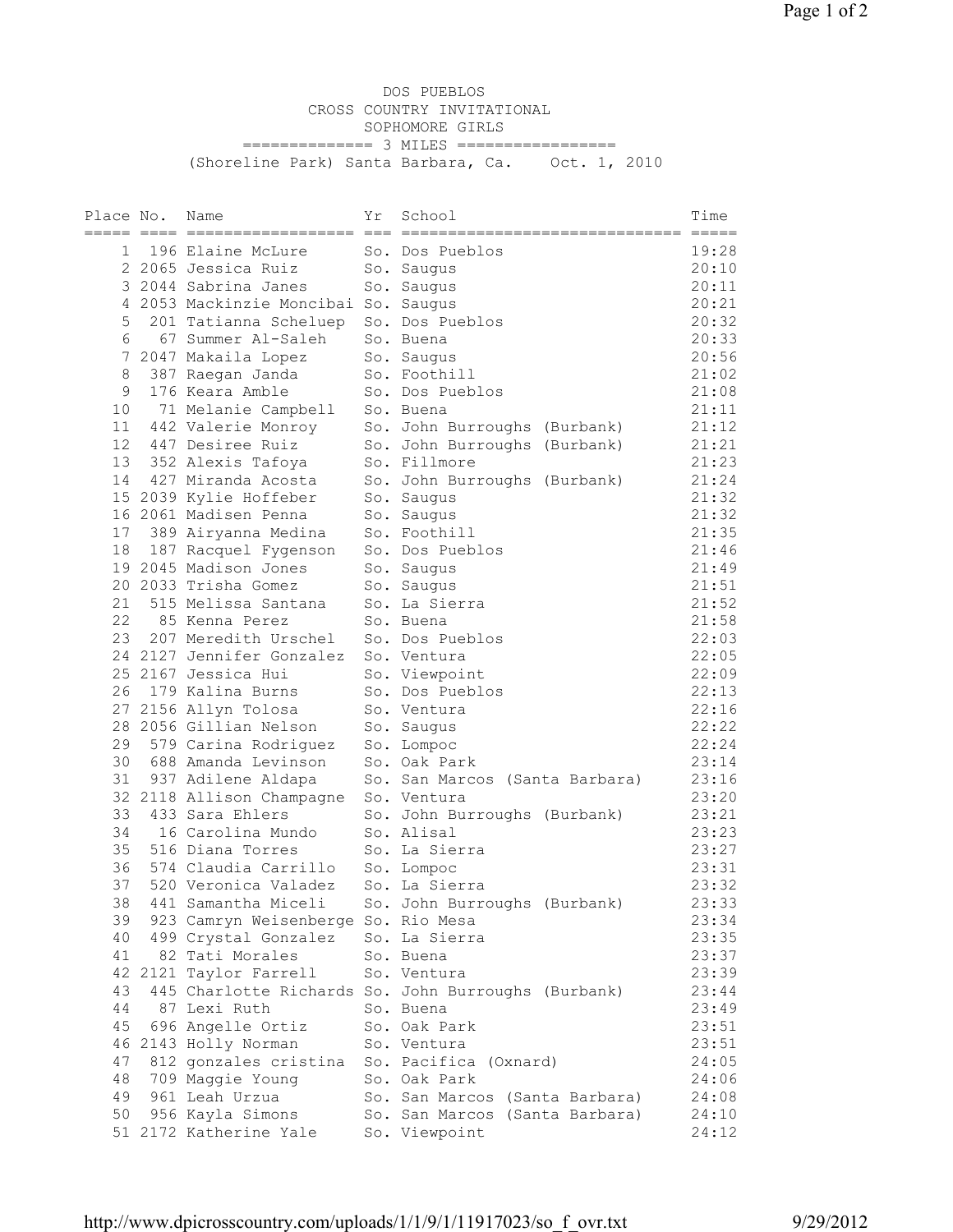# DOS PUEBLOS
## CROSS COUNTRY INVITATIONAL
### SOPHOMORE GIRLS

============== 3 MILES =================

(Shoreline Park) Santa Barbara, Ca. Oct. 1, 2010

| Place | No. | Name | Yr | School | Time |
|---|---|---|---|---|---|
| 1 | 196 | Elaine McLure | So. | Dos Pueblos | 19:28 |
| 2 | 2065 | Jessica Ruiz | So. | Saugus | 20:10 |
| 3 | 2044 | Sabrina Janes | So. | Saugus | 20:11 |
| 4 | 2053 | Mackinzie Moncibai | So. | Saugus | 20:21 |
| 5 | 201 | Tatianna Scheluep | So. | Dos Pueblos | 20:32 |
| 6 | 67 | Summer Al-Saleh | So. | Buena | 20:33 |
| 7 | 2047 | Makaila Lopez | So. | Saugus | 20:56 |
| 8 | 387 | Raegan Janda | So. | Foothill | 21:02 |
| 9 | 176 | Keara Amble | So. | Dos Pueblos | 21:08 |
| 10 | 71 | Melanie Campbell | So. | Buena | 21:11 |
| 11 | 442 | Valerie Monroy | So. | John Burroughs (Burbank) | 21:12 |
| 12 | 447 | Desiree Ruiz | So. | John Burroughs (Burbank) | 21:21 |
| 13 | 352 | Alexis Tafoya | So. | Fillmore | 21:23 |
| 14 | 427 | Miranda Acosta | So. | John Burroughs (Burbank) | 21:24 |
| 15 | 2039 | Kylie Hoffeber | So. | Saugus | 21:32 |
| 16 | 2061 | Madisen Penna | So. | Saugus | 21:32 |
| 17 | 389 | Airyanna Medina | So. | Foothill | 21:35 |
| 18 | 187 | Racquel Fygenson | So. | Dos Pueblos | 21:46 |
| 19 | 2045 | Madison Jones | So. | Saugus | 21:49 |
| 20 | 2033 | Trisha Gomez | So. | Saugus | 21:51 |
| 21 | 515 | Melissa Santana | So. | La Sierra | 21:52 |
| 22 | 85 | Kenna Perez | So. | Buena | 21:58 |
| 23 | 207 | Meredith Urschel | So. | Dos Pueblos | 22:03 |
| 24 | 2127 | Jennifer Gonzalez | So. | Ventura | 22:05 |
| 25 | 2167 | Jessica Hui | So. | Viewpoint | 22:09 |
| 26 | 179 | Kalina Burns | So. | Dos Pueblos | 22:13 |
| 27 | 2156 | Allyn Tolosa | So. | Ventura | 22:16 |
| 28 | 2056 | Gillian Nelson | So. | Saugus | 22:22 |
| 29 | 579 | Carina Rodriguez | So. | Lompoc | 22:24 |
| 30 | 688 | Amanda Levinson | So. | Oak Park | 23:14 |
| 31 | 937 | Adilene Aldapa | So. | San Marcos (Santa Barbara) | 23:16 |
| 32 | 2118 | Allison Champagne | So. | Ventura | 23:20 |
| 33 | 433 | Sara Ehlers | So. | John Burroughs (Burbank) | 23:21 |
| 34 | 16 | Carolina Mundo | So. | Alisal | 23:23 |
| 35 | 516 | Diana Torres | So. | La Sierra | 23:27 |
| 36 | 574 | Claudia Carrillo | So. | Lompoc | 23:31 |
| 37 | 520 | Veronica Valadez | So. | La Sierra | 23:32 |
| 38 | 441 | Samantha Miceli | So. | John Burroughs (Burbank) | 23:33 |
| 39 | 923 | Camryn Weisenberge | So. | Rio Mesa | 23:34 |
| 40 | 499 | Crystal Gonzalez | So. | La Sierra | 23:35 |
| 41 | 82 | Tati Morales | So. | Buena | 23:37 |
| 42 | 2121 | Taylor Farrell | So. | Ventura | 23:39 |
| 43 | 445 | Charlotte Richards | So. | John Burroughs (Burbank) | 23:44 |
| 44 | 87 | Lexi Ruth | So. | Buena | 23:49 |
| 45 | 696 | Angelle Ortiz | So. | Oak Park | 23:51 |
| 46 | 2143 | Holly Norman | So. | Ventura | 23:51 |
| 47 | 812 | gonzales cristina | So. | Pacifica (Oxnard) | 24:05 |
| 48 | 709 | Maggie Young | So. | Oak Park | 24:06 |
| 49 | 961 | Leah Urzua | So. | San Marcos (Santa Barbara) | 24:08 |
| 50 | 956 | Kayla Simons | So. | San Marcos (Santa Barbara) | 24:10 |
| 51 | 2172 | Katherine Yale | So. | Viewpoint | 24:12 |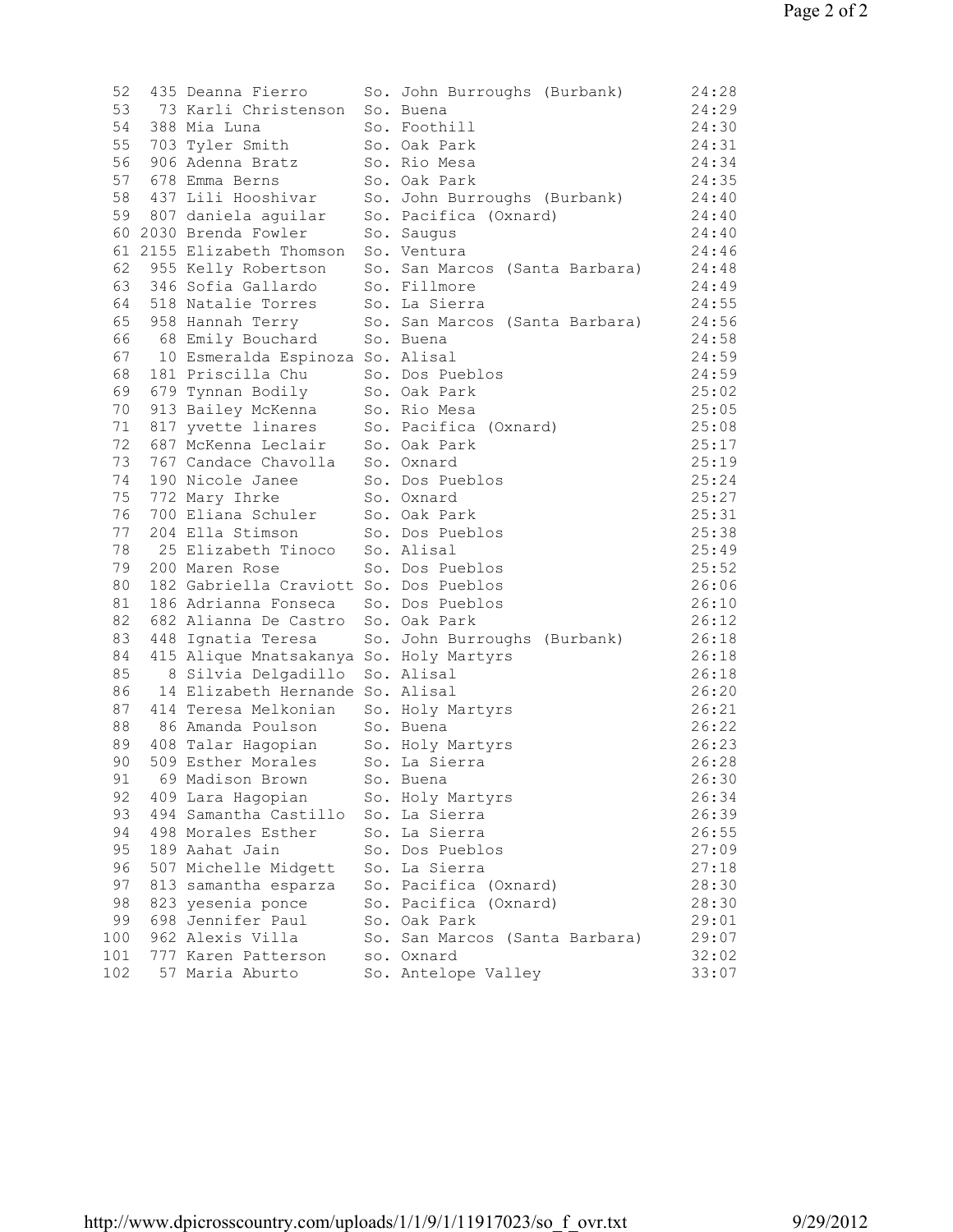```
 52  435 Deanna Fierro      So. John Burroughs (Burbank)      24:28
 53   73 Karli Christenson  So. Buena                         24:29
 54  388 Mia Luna           So. Foothill                      24:30
 55  703 Tyler Smith        So. Oak Park                      24:31
 56  906 Adenna Bratz       So. Rio Mesa                      24:34
 57  678 Emma Berns         So. Oak Park                      24:35
 58  437 Lili Hooshivar     So. John Burroughs (Burbank)      24:40
 59  807 daniela aguilar    So. Pacifica (Oxnard)             24:40
 60 2030 Brenda Fowler      So. Saugus                        24:40
 61 2155 Elizabeth Thomson  So. Ventura                       24:46
 62  955 Kelly Robertson    So. San Marcos (Santa Barbara)    24:48
 63  346 Sofia Gallardo     So. Fillmore                      24:49
 64  518 Natalie Torres     So. La Sierra                     24:55
 65  958 Hannah Terry       So. San Marcos (Santa Barbara)    24:56
 66   68 Emily Bouchard     So. Buena                         24:58
 67   10 Esmeralda Espinoza So. Alisal                        24:59
 68  181 Priscilla Chu      So. Dos Pueblos                   24:59
 69  679 Tynnan Bodily      So. Oak Park                      25:02
 70  913 Bailey McKenna     So. Rio Mesa                      25:05
 71  817 yvette linares     So. Pacifica (Oxnard)             25:08
 72  687 McKenna Leclair    So. Oak Park                      25:17
 73  767 Candace Chavolla   So. Oxnard                        25:19
 74  190 Nicole Janee       So. Dos Pueblos                   25:24
 75  772 Mary Ihrke         So. Oxnard                        25:27
 76  700 Eliana Schuler     So. Oak Park                      25:31
 77  204 Ella Stimson       So. Dos Pueblos                   25:38
 78   25 Elizabeth Tinoco   So. Alisal                        25:49
 79  200 Maren Rose         So. Dos Pueblos                   25:52
 80  182 Gabriella Craviott So. Dos Pueblos                   26:06
 81  186 Adrianna Fonseca   So. Dos Pueblos                   26:10
 82  682 Alianna De Castro  So. Oak Park                      26:12
 83  448 Ignatia Teresa     So. John Burroughs (Burbank)      26:18
 84  415 Alique Mnatsakanya So. Holy Martyrs                  26:18
 85    8 Silvia Delgadillo  So. Alisal                        26:18
 86   14 Elizabeth Hernande So. Alisal                        26:20
 87  414 Teresa Melkonian   So. Holy Martyrs                  26:21
 88   86 Amanda Poulson     So. Buena                         26:22
 89  408 Talar Hagopian     So. Holy Martyrs                  26:23
 90  509 Esther Morales     So. La Sierra                     26:28
 91   69 Madison Brown      So. Buena                         26:30
 92  409 Lara Hagopian      So. Holy Martyrs                  26:34
 93  494 Samantha Castillo  So. La Sierra                     26:39
 94  498 Morales Esther     So. La Sierra                     26:55
 95  189 Aahat Jain         So. Dos Pueblos                   27:09
 96  507 Michelle Midgett   So. La Sierra                     27:18
 97  813 samantha esparza   So. Pacifica (Oxnard)             28:30
 98  823 yesenia ponce      So. Pacifica (Oxnard)             28:30
 99  698 Jennifer Paul      So. Oak Park                      29:01
100  962 Alexis Villa       So. San Marcos (Santa Barbara)    29:07
101  777 Karen Patterson    so. Oxnard                        32:02
102   57 Maria Aburto       So. Antelope Valley               33:07
```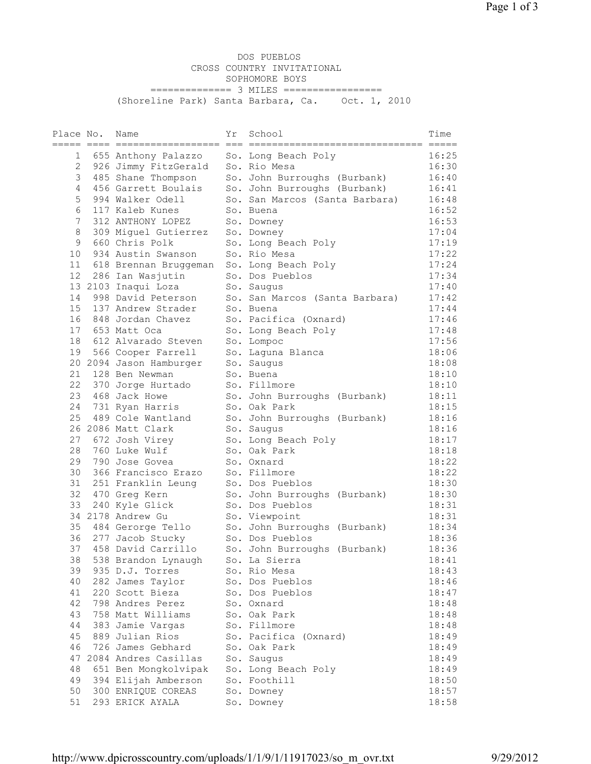# DOS PUEBLOS
## CROSS COUNTRY INVITATIONAL
### SOPHOMORE BOYS

============== 3 MILES ==================

(Shoreline Park) Santa Barbara, Ca.    Oct. 1, 2010

| Place | No. | Name | Yr | School | Time |
|---|---|---|---|---|---|
| 1 | 655 | Anthony Palazzo | So. | Long Beach Poly | 16:25 |
| 2 | 926 | Jimmy FitzGerald | So. | Rio Mesa | 16:30 |
| 3 | 485 | Shane Thompson | So. | John Burroughs (Burbank) | 16:40 |
| 4 | 456 | Garrett Boulais | So. | John Burroughs (Burbank) | 16:41 |
| 5 | 994 | Walker Odell | So. | San Marcos (Santa Barbara) | 16:48 |
| 6 | 117 | Kaleb Kunes | So. | Buena | 16:52 |
| 7 | 312 | ANTHONY LOPEZ | So. | Downey | 16:53 |
| 8 | 309 | Miguel Gutierrez | So. | Downey | 17:04 |
| 9 | 660 | Chris Polk | So. | Long Beach Poly | 17:19 |
| 10 | 934 | Austin Swanson | So. | Rio Mesa | 17:22 |
| 11 | 618 | Brennan Bruggeman | So. | Long Beach Poly | 17:24 |
| 12 | 286 | Ian Wasjutin | So. | Dos Pueblos | 17:34 |
| 13 | 2103 | Inaqui Loza | So. | Saugus | 17:40 |
| 14 | 998 | David Peterson | So. | San Marcos (Santa Barbara) | 17:42 |
| 15 | 137 | Andrew Strader | So. | Buena | 17:44 |
| 16 | 848 | Jordan Chavez | So. | Pacifica (Oxnard) | 17:46 |
| 17 | 653 | Matt Oca | So. | Long Beach Poly | 17:48 |
| 18 | 612 | Alvarado Steven | So. | Lompoc | 17:56 |
| 19 | 566 | Cooper Farrell | So. | Laguna Blanca | 18:06 |
| 20 | 2094 | Jason Hamburger | So. | Saugus | 18:08 |
| 21 | 128 | Ben Newman | So. | Buena | 18:10 |
| 22 | 370 | Jorge Hurtado | So. | Fillmore | 18:10 |
| 23 | 468 | Jack Howe | So. | John Burroughs (Burbank) | 18:11 |
| 24 | 731 | Ryan Harris | So. | Oak Park | 18:15 |
| 25 | 489 | Cole Wantland | So. | John Burroughs (Burbank) | 18:16 |
| 26 | 2086 | Matt Clark | So. | Saugus | 18:16 |
| 27 | 672 | Josh Virey | So. | Long Beach Poly | 18:17 |
| 28 | 760 | Luke Wulf | So. | Oak Park | 18:18 |
| 29 | 790 | Jose Govea | So. | Oxnard | 18:22 |
| 30 | 366 | Francisco Erazo | So. | Fillmore | 18:22 |
| 31 | 251 | Franklin Leung | So. | Dos Pueblos | 18:30 |
| 32 | 470 | Greg Kern | So. | John Burroughs (Burbank) | 18:30 |
| 33 | 240 | Kyle Glick | So. | Dos Pueblos | 18:31 |
| 34 | 2178 | Andrew Gu | So. | Viewpoint | 18:31 |
| 35 | 484 | Gerorge Tello | So. | John Burroughs (Burbank) | 18:34 |
| 36 | 277 | Jacob Stucky | So. | Dos Pueblos | 18:36 |
| 37 | 458 | David Carrillo | So. | John Burroughs (Burbank) | 18:36 |
| 38 | 538 | Brandon Lynaugh | So. | La Sierra | 18:41 |
| 39 | 935 | D.J. Torres | So. | Rio Mesa | 18:43 |
| 40 | 282 | James Taylor | So. | Dos Pueblos | 18:46 |
| 41 | 220 | Scott Bieza | So. | Dos Pueblos | 18:47 |
| 42 | 798 | Andres Perez | So. | Oxnard | 18:48 |
| 43 | 758 | Matt Williams | So. | Oak Park | 18:48 |
| 44 | 383 | Jamie Vargas | So. | Fillmore | 18:48 |
| 45 | 889 | Julian Rios | So. | Pacifica (Oxnard) | 18:49 |
| 46 | 726 | James Gebhard | So. | Oak Park | 18:49 |
| 47 | 2084 | Andres Casillas | So. | Saugus | 18:49 |
| 48 | 651 | Ben Mongkolvipak | So. | Long Beach Poly | 18:49 |
| 49 | 394 | Elijah Amberson | So. | Foothill | 18:50 |
| 50 | 300 | ENRIQUE COREAS | So. | Downey | 18:57 |
| 51 | 293 | ERICK AYALA | So. | Downey | 18:58 |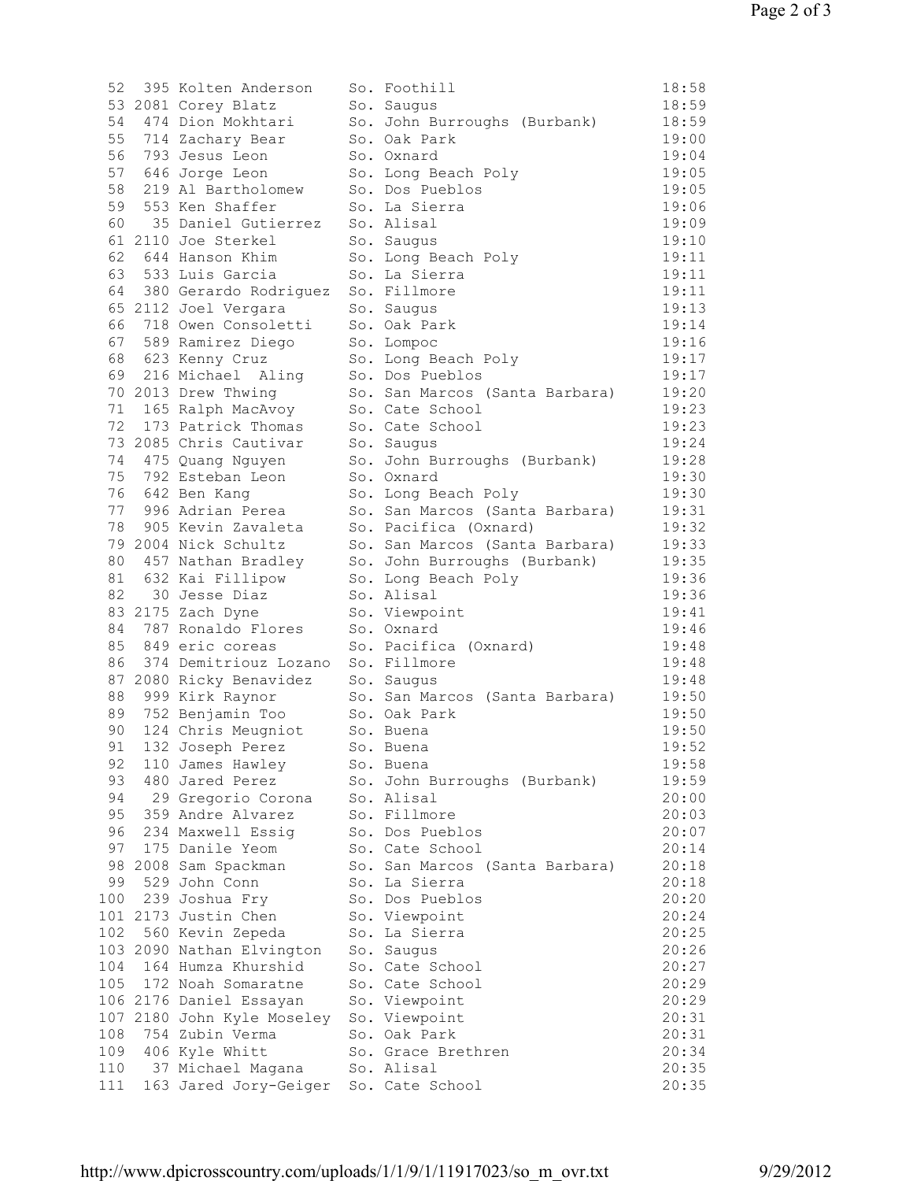```
 52  395 Kolten Anderson    So. Foothill                      18:58
 53 2081 Corey Blatz        So. Saugus                        18:59
 54  474 Dion Mokhtari      So. John Burroughs (Burbank)      18:59
 55  714 Zachary Bear       So. Oak Park                      19:00
 56  793 Jesus Leon         So. Oxnard                        19:04
 57  646 Jorge Leon         So. Long Beach Poly               19:05
 58  219 Al Bartholomew     So. Dos Pueblos                   19:05
 59  553 Ken Shaffer        So. La Sierra                     19:06
 60   35 Daniel Gutierrez   So. Alisal                        19:09
 61 2110 Joe Sterkel        So. Saugus                        19:10
 62  644 Hanson Khim        So. Long Beach Poly               19:11
 63  533 Luis Garcia        So. La Sierra                     19:11
 64  380 Gerardo Rodriguez  So. Fillmore                      19:11
 65 2112 Joel Vergara       So. Saugus                        19:13
 66  718 Owen Consoletti    So. Oak Park                      19:14
 67  589 Ramirez Diego      So. Lompoc                        19:16
 68  623 Kenny Cruz         So. Long Beach Poly               19:17
 69  216 Michael  Aling     So. Dos Pueblos                   19:17
 70 2013 Drew Thwing        So. San Marcos (Santa Barbara)    19:20
 71  165 Ralph MacAvoy      So. Cate School                   19:23
 72  173 Patrick Thomas     So. Cate School                   19:23
 73 2085 Chris Cautivar     So. Saugus                        19:24
 74  475 Quang Nguyen       So. John Burroughs (Burbank)      19:28
 75  792 Esteban Leon       So. Oxnard                        19:30
 76  642 Ben Kang           So. Long Beach Poly               19:30
 77  996 Adrian Perea       So. San Marcos (Santa Barbara)    19:31
 78  905 Kevin Zavaleta     So. Pacifica (Oxnard)             19:32
 79 2004 Nick Schultz       So. San Marcos (Santa Barbara)    19:33
 80  457 Nathan Bradley     So. John Burroughs (Burbank)      19:35
 81  632 Kai Fillipow       So. Long Beach Poly               19:36
 82   30 Jesse Diaz         So. Alisal                        19:36
 83 2175 Zach Dyne          So. Viewpoint                     19:41
 84  787 Ronaldo Flores     So. Oxnard                        19:46
 85  849 eric coreas        So. Pacifica (Oxnard)             19:48
 86  374 Demitriouz Lozano  So. Fillmore                      19:48
 87 2080 Ricky Benavidez    So. Saugus                        19:48
 88  999 Kirk Raynor        So. San Marcos (Santa Barbara)    19:50
 89  752 Benjamin Too       So. Oak Park                      19:50
 90  124 Chris Meugniot     So. Buena                         19:50
 91  132 Joseph Perez       So. Buena                         19:52
 92  110 James Hawley       So. Buena                         19:58
 93  480 Jared Perez        So. John Burroughs (Burbank)      19:59
 94   29 Gregorio Corona    So. Alisal                        20:00
 95  359 Andre Alvarez      So. Fillmore                      20:03
 96  234 Maxwell Essig      So. Dos Pueblos                   20:07
 97  175 Danile Yeom        So. Cate School                   20:14
 98 2008 Sam Spackman       So. San Marcos (Santa Barbara)    20:18
 99  529 John Conn          So. La Sierra                     20:18
100  239 Joshua Fry         So. Dos Pueblos                   20:20
101 2173 Justin Chen        So. Viewpoint                     20:24
102  560 Kevin Zepeda       So. La Sierra                     20:25
103 2090 Nathan Elvington   So. Saugus                        20:26
104  164 Humza Khurshid     So. Cate School                   20:27
105  172 Noah Somaratne     So. Cate School                   20:29
106 2176 Daniel Essayan     So. Viewpoint                     20:29
107 2180 John Kyle Moseley  So. Viewpoint                     20:31
108  754 Zubin Verma        So. Oak Park                      20:31
109  406 Kyle Whitt         So. Grace Brethren                20:34
110   37 Michael Magana     So. Alisal                        20:35
111  163 Jared Jory-Geiger  So. Cate School                   20:35
```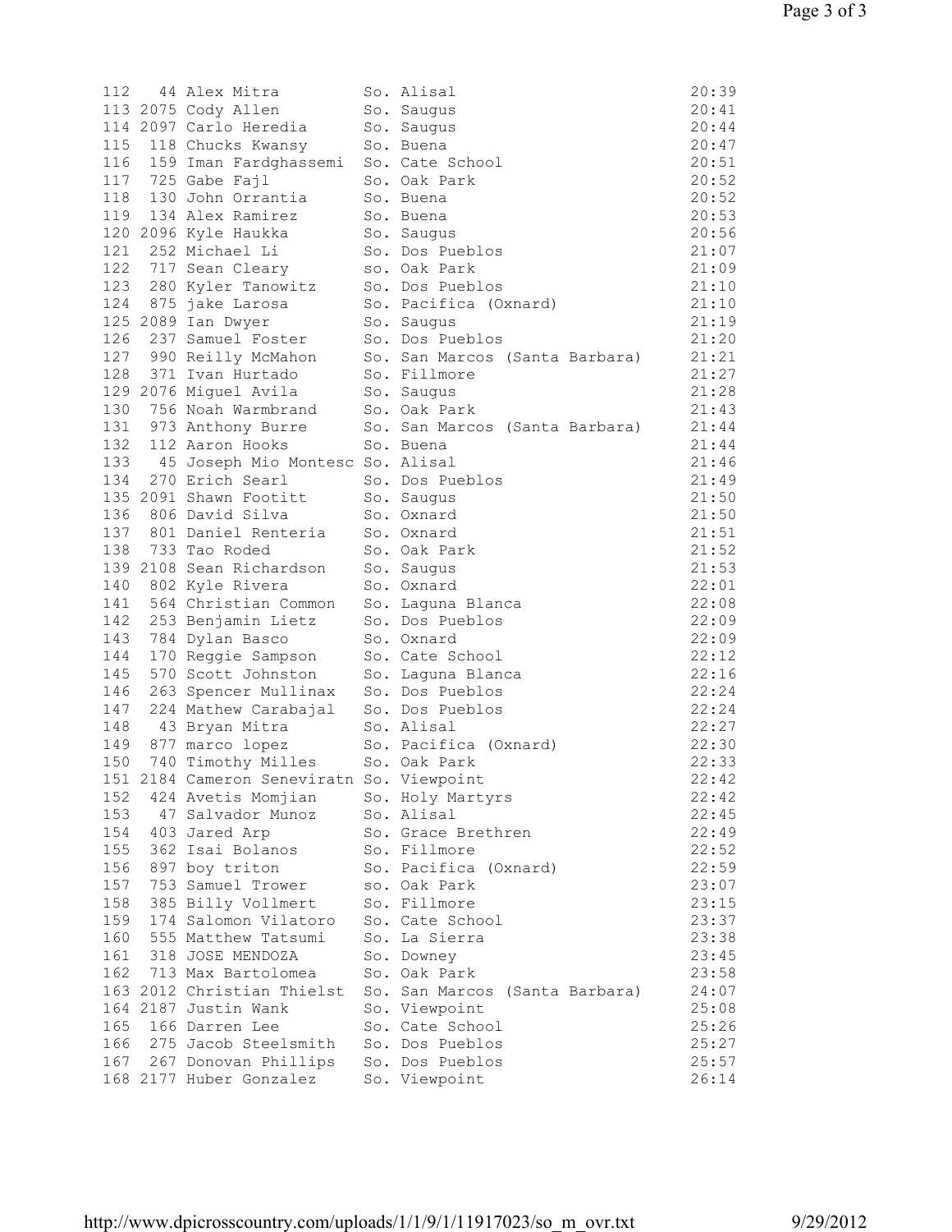| Place | Bib | Name | Yr | School | Time |
|---|---|---|---|---|---|
| 112 | 44 | Alex Mitra | So. | Alisal | 20:39 |
| 113 | 2075 | Cody Allen | So. | Saugus | 20:41 |
| 114 | 2097 | Carlo Heredia | So. | Saugus | 20:44 |
| 115 | 118 | Chucks Kwansy | So. | Buena | 20:47 |
| 116 | 159 | Iman Fardghassemi | So. | Cate School | 20:51 |
| 117 | 725 | Gabe Fajl | So. | Oak Park | 20:52 |
| 118 | 130 | John Orrantia | So. | Buena | 20:52 |
| 119 | 134 | Alex Ramirez | So. | Buena | 20:53 |
| 120 | 2096 | Kyle Haukka | So. | Saugus | 20:56 |
| 121 | 252 | Michael Li | So. | Dos Pueblos | 21:07 |
| 122 | 717 | Sean Cleary | so. | Oak Park | 21:09 |
| 123 | 280 | Kyler Tanowitz | So. | Dos Pueblos | 21:10 |
| 124 | 875 | jake Larosa | So. | Pacifica (Oxnard) | 21:10 |
| 125 | 2089 | Ian Dwyer | So. | Saugus | 21:19 |
| 126 | 237 | Samuel Foster | So. | Dos Pueblos | 21:20 |
| 127 | 990 | Reilly McMahon | So. | San Marcos (Santa Barbara) | 21:21 |
| 128 | 371 | Ivan Hurtado | So. | Fillmore | 21:27 |
| 129 | 2076 | Miguel Avila | So. | Saugus | 21:28 |
| 130 | 756 | Noah Warmbrand | So. | Oak Park | 21:43 |
| 131 | 973 | Anthony Burre | So. | San Marcos (Santa Barbara) | 21:44 |
| 132 | 112 | Aaron Hooks | So. | Buena | 21:44 |
| 133 | 45 | Joseph Mio Montesc | So. | Alisal | 21:46 |
| 134 | 270 | Erich Searl | So. | Dos Pueblos | 21:49 |
| 135 | 2091 | Shawn Footitt | So. | Saugus | 21:50 |
| 136 | 806 | David Silva | So. | Oxnard | 21:50 |
| 137 | 801 | Daniel Renteria | So. | Oxnard | 21:51 |
| 138 | 733 | Tao Roded | So. | Oak Park | 21:52 |
| 139 | 2108 | Sean Richardson | So. | Saugus | 21:53 |
| 140 | 802 | Kyle Rivera | So. | Oxnard | 22:01 |
| 141 | 564 | Christian Common | So. | Laguna Blanca | 22:08 |
| 142 | 253 | Benjamin Lietz | So. | Dos Pueblos | 22:09 |
| 143 | 784 | Dylan Basco | So. | Oxnard | 22:09 |
| 144 | 170 | Reggie Sampson | So. | Cate School | 22:12 |
| 145 | 570 | Scott Johnston | So. | Laguna Blanca | 22:16 |
| 146 | 263 | Spencer Mullinax | So. | Dos Pueblos | 22:24 |
| 147 | 224 | Mathew Carabajal | So. | Dos Pueblos | 22:24 |
| 148 | 43 | Bryan Mitra | So. | Alisal | 22:27 |
| 149 | 877 | marco lopez | So. | Pacifica (Oxnard) | 22:30 |
| 150 | 740 | Timothy Milles | So. | Oak Park | 22:33 |
| 151 | 2184 | Cameron Seneviratn | So. | Viewpoint | 22:42 |
| 152 | 424 | Avetis Momjian | So. | Holy Martyrs | 22:42 |
| 153 | 47 | Salvador Munoz | So. | Alisal | 22:45 |
| 154 | 403 | Jared Arp | So. | Grace Brethren | 22:49 |
| 155 | 362 | Isai Bolanos | So. | Fillmore | 22:52 |
| 156 | 897 | boy triton | So. | Pacifica (Oxnard) | 22:59 |
| 157 | 753 | Samuel Trower | so. | Oak Park | 23:07 |
| 158 | 385 | Billy Vollmert | So. | Fillmore | 23:15 |
| 159 | 174 | Salomon Vilatoro | So. | Cate School | 23:37 |
| 160 | 555 | Matthew Tatsumi | So. | La Sierra | 23:38 |
| 161 | 318 | JOSE MENDOZA | So. | Downey | 23:45 |
| 162 | 713 | Max Bartolomea | So. | Oak Park | 23:58 |
| 163 | 2012 | Christian Thielst | So. | San Marcos (Santa Barbara) | 24:07 |
| 164 | 2187 | Justin Wank | So. | Viewpoint | 25:08 |
| 165 | 166 | Darren Lee | So. | Cate School | 25:26 |
| 166 | 275 | Jacob Steelsmith | So. | Dos Pueblos | 25:27 |
| 167 | 267 | Donovan Phillips | So. | Dos Pueblos | 25:57 |
| 168 | 2177 | Huber Gonzalez | So. | Viewpoint | 26:14 |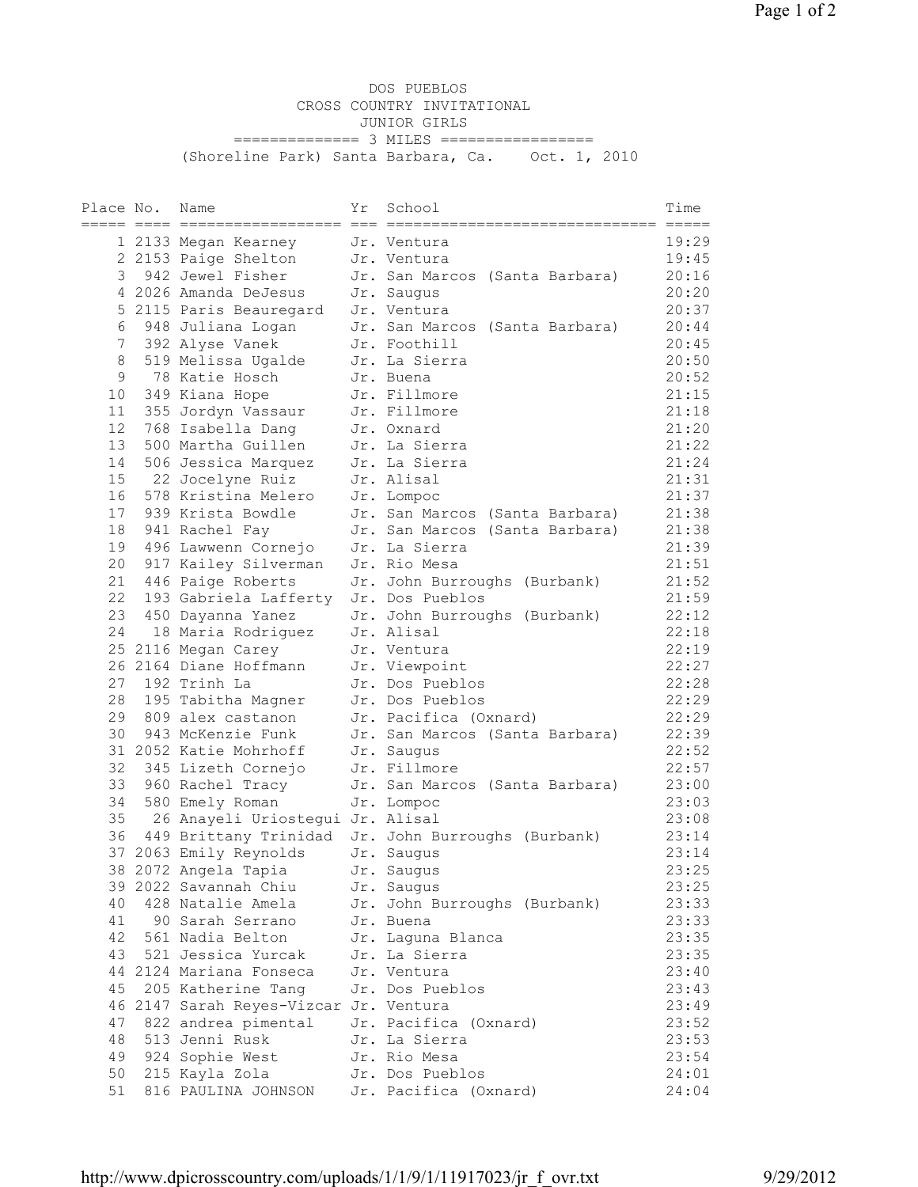# DOS PUEBLOS
## CROSS COUNTRY INVITATIONAL
### JUNIOR GIRLS

============== 3 MILES =================

(Shoreline Park) Santa Barbara, Ca.    Oct. 1, 2010

| Place | No. | Name | Yr | School | Time |
|---|---|---|---|---|---|
| 1 | 2133 | Megan Kearney | Jr. | Ventura | 19:29 |
| 2 | 2153 | Paige Shelton | Jr. | Ventura | 19:45 |
| 3 | 942 | Jewel Fisher | Jr. | San Marcos (Santa Barbara) | 20:16 |
| 4 | 2026 | Amanda DeJesus | Jr. | Saugus | 20:20 |
| 5 | 2115 | Paris Beauregard | Jr. | Ventura | 20:37 |
| 6 | 948 | Juliana Logan | Jr. | San Marcos (Santa Barbara) | 20:44 |
| 7 | 392 | Alyse Vanek | Jr. | Foothill | 20:45 |
| 8 | 519 | Melissa Ugalde | Jr. | La Sierra | 20:50 |
| 9 | 78 | Katie Hosch | Jr. | Buena | 20:52 |
| 10 | 349 | Kiana Hope | Jr. | Fillmore | 21:15 |
| 11 | 355 | Jordyn Vassaur | Jr. | Fillmore | 21:18 |
| 12 | 768 | Isabella Dang | Jr. | Oxnard | 21:20 |
| 13 | 500 | Martha Guillen | Jr. | La Sierra | 21:22 |
| 14 | 506 | Jessica Marquez | Jr. | La Sierra | 21:24 |
| 15 | 22 | Jocelyne Ruiz | Jr. | Alisal | 21:31 |
| 16 | 578 | Kristina Melero | Jr. | Lompoc | 21:37 |
| 17 | 939 | Krista Bowdle | Jr. | San Marcos (Santa Barbara) | 21:38 |
| 18 | 941 | Rachel Fay | Jr. | San Marcos (Santa Barbara) | 21:38 |
| 19 | 496 | Lawwenn Cornejo | Jr. | La Sierra | 21:39 |
| 20 | 917 | Kailey Silverman | Jr. | Rio Mesa | 21:51 |
| 21 | 446 | Paige Roberts | Jr. | John Burroughs (Burbank) | 21:52 |
| 22 | 193 | Gabriela Lafferty | Jr. | Dos Pueblos | 21:59 |
| 23 | 450 | Dayanna Yanez | Jr. | John Burroughs (Burbank) | 22:12 |
| 24 | 18 | Maria Rodriguez | Jr. | Alisal | 22:18 |
| 25 | 2116 | Megan Carey | Jr. | Ventura | 22:19 |
| 26 | 2164 | Diane Hoffmann | Jr. | Viewpoint | 22:27 |
| 27 | 192 | Trinh La | Jr. | Dos Pueblos | 22:28 |
| 28 | 195 | Tabitha Magner | Jr. | Dos Pueblos | 22:29 |
| 29 | 809 | alex castanon | Jr. | Pacifica (Oxnard) | 22:29 |
| 30 | 943 | McKenzie Funk | Jr. | San Marcos (Santa Barbara) | 22:39 |
| 31 | 2052 | Katie Mohrhoff | Jr. | Saugus | 22:52 |
| 32 | 345 | Lizeth Cornejo | Jr. | Fillmore | 22:57 |
| 33 | 960 | Rachel Tracy | Jr. | San Marcos (Santa Barbara) | 23:00 |
| 34 | 580 | Emely Roman | Jr. | Lompoc | 23:03 |
| 35 | 26 | Anayeli Uriostegui | Jr. | Alisal | 23:08 |
| 36 | 449 | Brittany Trinidad | Jr. | John Burroughs (Burbank) | 23:14 |
| 37 | 2063 | Emily Reynolds | Jr. | Saugus | 23:14 |
| 38 | 2072 | Angela Tapia | Jr. | Saugus | 23:25 |
| 39 | 2022 | Savannah Chiu | Jr. | Saugus | 23:25 |
| 40 | 428 | Natalie Amela | Jr. | John Burroughs (Burbank) | 23:33 |
| 41 | 90 | Sarah Serrano | Jr. | Buena | 23:33 |
| 42 | 561 | Nadia Belton | Jr. | Laguna Blanca | 23:35 |
| 43 | 521 | Jessica Yurcak | Jr. | La Sierra | 23:35 |
| 44 | 2124 | Mariana Fonseca | Jr. | Ventura | 23:40 |
| 45 | 205 | Katherine Tang | Jr. | Dos Pueblos | 23:43 |
| 46 | 2147 | Sarah Reyes-Vizcar | Jr. | Ventura | 23:49 |
| 47 | 822 | andrea pimental | Jr. | Pacifica (Oxnard) | 23:52 |
| 48 | 513 | Jenni Rusk | Jr. | La Sierra | 23:53 |
| 49 | 924 | Sophie West | Jr. | Rio Mesa | 23:54 |
| 50 | 215 | Kayla Zola | Jr. | Dos Pueblos | 24:01 |
| 51 | 816 | PAULINA JOHNSON | Jr. | Pacifica (Oxnard) | 24:04 |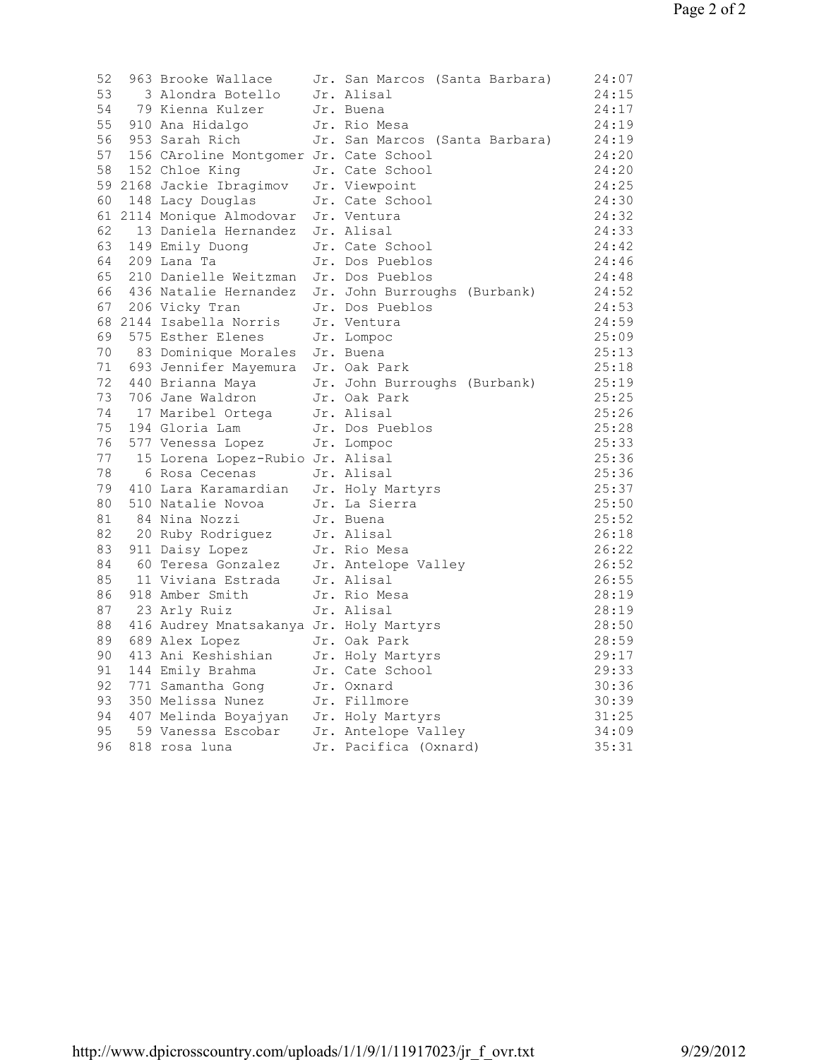| Place | Bib | Name | Grade | School | Time |
|---|---|---|---|---|---|
| 52 | 963 | Brooke Wallace | Jr. | San Marcos (Santa Barbara) | 24:07 |
| 53 | 3 | Alondra Botello | Jr. | Alisal | 24:15 |
| 54 | 79 | Kienna Kulzer | Jr. | Buena | 24:17 |
| 55 | 910 | Ana Hidalgo | Jr. | Rio Mesa | 24:19 |
| 56 | 953 | Sarah Rich | Jr. | San Marcos (Santa Barbara) | 24:19 |
| 57 | 156 | CAroline Montgomer | Jr. | Cate School | 24:20 |
| 58 | 152 | Chloe King | Jr. | Cate School | 24:20 |
| 59 | 2168 | Jackie Ibragimov | Jr. | Viewpoint | 24:25 |
| 60 | 148 | Lacy Douglas | Jr. | Cate School | 24:30 |
| 61 | 2114 | Monique Almodovar | Jr. | Ventura | 24:32 |
| 62 | 13 | Daniela Hernandez | Jr. | Alisal | 24:33 |
| 63 | 149 | Emily Duong | Jr. | Cate School | 24:42 |
| 64 | 209 | Lana Ta | Jr. | Dos Pueblos | 24:46 |
| 65 | 210 | Danielle Weitzman | Jr. | Dos Pueblos | 24:48 |
| 66 | 436 | Natalie Hernandez | Jr. | John Burroughs (Burbank) | 24:52 |
| 67 | 206 | Vicky Tran | Jr. | Dos Pueblos | 24:53 |
| 68 | 2144 | Isabella Norris | Jr. | Ventura | 24:59 |
| 69 | 575 | Esther Elenes | Jr. | Lompoc | 25:09 |
| 70 | 83 | Dominique Morales | Jr. | Buena | 25:13 |
| 71 | 693 | Jennifer Mayemura | Jr. | Oak Park | 25:18 |
| 72 | 440 | Brianna Maya | Jr. | John Burroughs (Burbank) | 25:19 |
| 73 | 706 | Jane Waldron | Jr. | Oak Park | 25:25 |
| 74 | 17 | Maribel Ortega | Jr. | Alisal | 25:26 |
| 75 | 194 | Gloria Lam | Jr. | Dos Pueblos | 25:28 |
| 76 | 577 | Venessa Lopez | Jr. | Lompoc | 25:33 |
| 77 | 15 | Lorena Lopez-Rubio | Jr. | Alisal | 25:36 |
| 78 | 6 | Rosa Cecenas | Jr. | Alisal | 25:36 |
| 79 | 410 | Lara Karamardian | Jr. | Holy Martyrs | 25:37 |
| 80 | 510 | Natalie Novoa | Jr. | La Sierra | 25:50 |
| 81 | 84 | Nina Nozzi | Jr. | Buena | 25:52 |
| 82 | 20 | Ruby Rodriguez | Jr. | Alisal | 26:18 |
| 83 | 911 | Daisy Lopez | Jr. | Rio Mesa | 26:22 |
| 84 | 60 | Teresa Gonzalez | Jr. | Antelope Valley | 26:52 |
| 85 | 11 | Viviana Estrada | Jr. | Alisal | 26:55 |
| 86 | 918 | Amber Smith | Jr. | Rio Mesa | 28:19 |
| 87 | 23 | Arly Ruiz | Jr. | Alisal | 28:19 |
| 88 | 416 | Audrey Mnatsakanya | Jr. | Holy Martyrs | 28:50 |
| 89 | 689 | Alex Lopez | Jr. | Oak Park | 28:59 |
| 90 | 413 | Ani Keshishian | Jr. | Holy Martyrs | 29:17 |
| 91 | 144 | Emily Brahma | Jr. | Cate School | 29:33 |
| 92 | 771 | Samantha Gong | Jr. | Oxnard | 30:36 |
| 93 | 350 | Melissa Nunez | Jr. | Fillmore | 30:39 |
| 94 | 407 | Melinda Boyajyan | Jr. | Holy Martyrs | 31:25 |
| 95 | 59 | Vanessa Escobar | Jr. | Antelope Valley | 34:09 |
| 96 | 818 | rosa luna | Jr. | Pacifica (Oxnard) | 35:31 |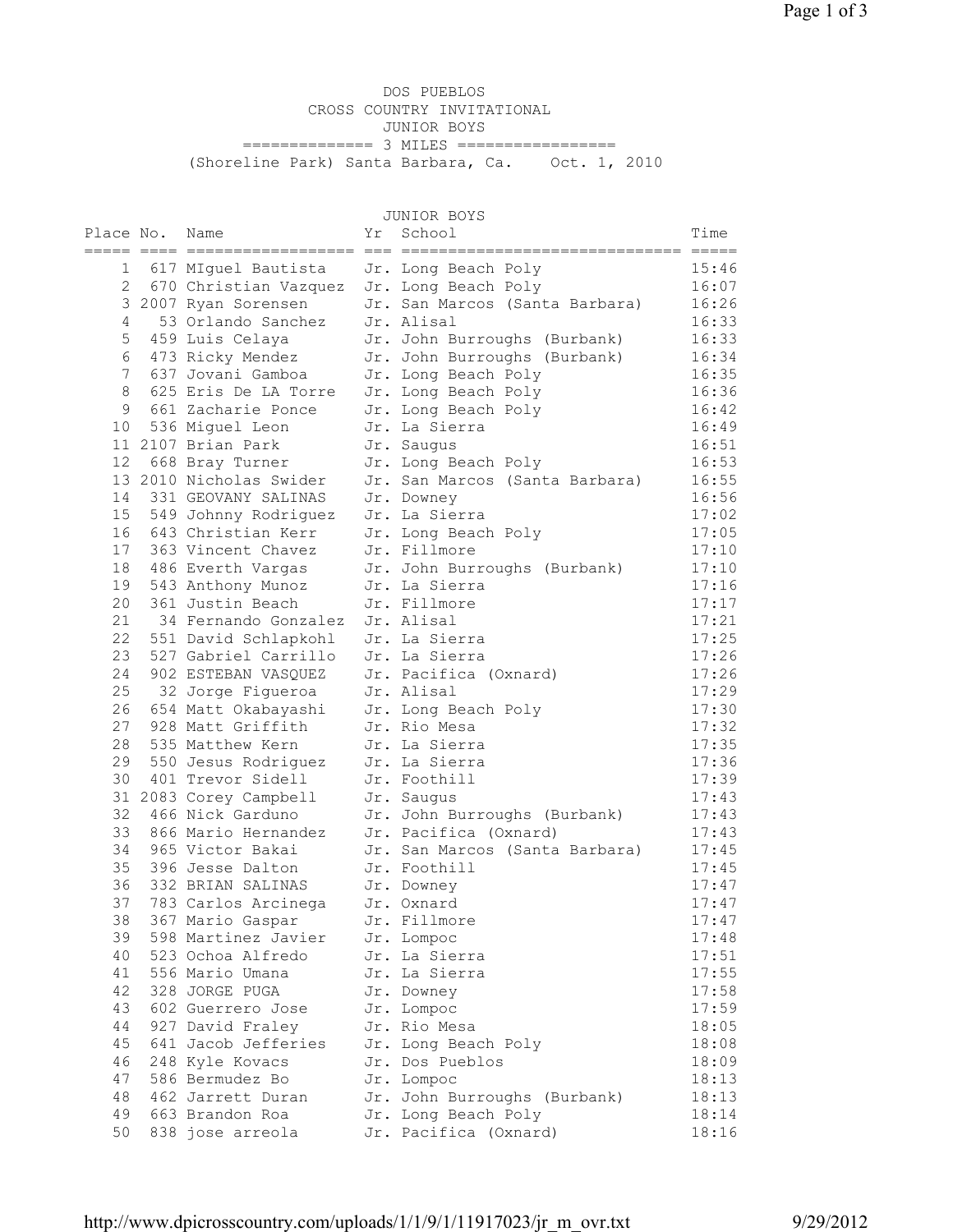# DOS PUEBLOS
## CROSS COUNTRY INVITATIONAL
## JUNIOR BOYS

============== 3 MILES =================

(Shoreline Park) Santa Barbara, Ca. Oct. 1, 2010

### JUNIOR BOYS

| Place | No. | Name | Yr | School | Time |
|---|---|---|---|---|---|
| 1 | 617 | MIguel Bautista | Jr. | Long Beach Poly | 15:46 |
| 2 | 670 | Christian Vazquez | Jr. | Long Beach Poly | 16:07 |
| 3 | 2007 | Ryan Sorensen | Jr. | San Marcos (Santa Barbara) | 16:26 |
| 4 | 53 | Orlando Sanchez | Jr. | Alisal | 16:33 |
| 5 | 459 | Luis Celaya | Jr. | John Burroughs (Burbank) | 16:33 |
| 6 | 473 | Ricky Mendez | Jr. | John Burroughs (Burbank) | 16:34 |
| 7 | 637 | Jovani Gamboa | Jr. | Long Beach Poly | 16:35 |
| 8 | 625 | Eris De LA Torre | Jr. | Long Beach Poly | 16:36 |
| 9 | 661 | Zacharie Ponce | Jr. | Long Beach Poly | 16:42 |
| 10 | 536 | Miguel Leon | Jr. | La Sierra | 16:49 |
| 11 | 2107 | Brian Park | Jr. | Saugus | 16:51 |
| 12 | 668 | Bray Turner | Jr. | Long Beach Poly | 16:53 |
| 13 | 2010 | Nicholas Swider | Jr. | San Marcos (Santa Barbara) | 16:55 |
| 14 | 331 | GEOVANY SALINAS | Jr. | Downey | 16:56 |
| 15 | 549 | Johnny Rodriguez | Jr. | La Sierra | 17:02 |
| 16 | 643 | Christian Kerr | Jr. | Long Beach Poly | 17:05 |
| 17 | 363 | Vincent Chavez | Jr. | Fillmore | 17:10 |
| 18 | 486 | Everth Vargas | Jr. | John Burroughs (Burbank) | 17:10 |
| 19 | 543 | Anthony Munoz | Jr. | La Sierra | 17:16 |
| 20 | 361 | Justin Beach | Jr. | Fillmore | 17:17 |
| 21 | 34 | Fernando Gonzalez | Jr. | Alisal | 17:21 |
| 22 | 551 | David Schlapkohl | Jr. | La Sierra | 17:25 |
| 23 | 527 | Gabriel Carrillo | Jr. | La Sierra | 17:26 |
| 24 | 902 | ESTEBAN VASQUEZ | Jr. | Pacifica (Oxnard) | 17:26 |
| 25 | 32 | Jorge Figueroa | Jr. | Alisal | 17:29 |
| 26 | 654 | Matt Okabayashi | Jr. | Long Beach Poly | 17:30 |
| 27 | 928 | Matt Griffith | Jr. | Rio Mesa | 17:32 |
| 28 | 535 | Matthew Kern | Jr. | La Sierra | 17:35 |
| 29 | 550 | Jesus Rodriguez | Jr. | La Sierra | 17:36 |
| 30 | 401 | Trevor Sidell | Jr. | Foothill | 17:39 |
| 31 | 2083 | Corey Campbell | Jr. | Saugus | 17:43 |
| 32 | 466 | Nick Garduno | Jr. | John Burroughs (Burbank) | 17:43 |
| 33 | 866 | Mario Hernandez | Jr. | Pacifica (Oxnard) | 17:43 |
| 34 | 965 | Victor Bakai | Jr. | San Marcos (Santa Barbara) | 17:45 |
| 35 | 396 | Jesse Dalton | Jr. | Foothill | 17:45 |
| 36 | 332 | BRIAN SALINAS | Jr. | Downey | 17:47 |
| 37 | 783 | Carlos Arcinega | Jr. | Oxnard | 17:47 |
| 38 | 367 | Mario Gaspar | Jr. | Fillmore | 17:47 |
| 39 | 598 | Martinez Javier | Jr. | Lompoc | 17:48 |
| 40 | 523 | Ochoa Alfredo | Jr. | La Sierra | 17:51 |
| 41 | 556 | Mario Umana | Jr. | La Sierra | 17:55 |
| 42 | 328 | JORGE PUGA | Jr. | Downey | 17:58 |
| 43 | 602 | Guerrero Jose | Jr. | Lompoc | 17:59 |
| 44 | 927 | David Fraley | Jr. | Rio Mesa | 18:05 |
| 45 | 641 | Jacob Jefferies | Jr. | Long Beach Poly | 18:08 |
| 46 | 248 | Kyle Kovacs | Jr. | Dos Pueblos | 18:09 |
| 47 | 586 | Bermudez Bo | Jr. | Lompoc | 18:13 |
| 48 | 462 | Jarrett Duran | Jr. | John Burroughs (Burbank) | 18:13 |
| 49 | 663 | Brandon Roa | Jr. | Long Beach Poly | 18:14 |
| 50 | 838 | jose arreola | Jr. | Pacifica (Oxnard) | 18:16 |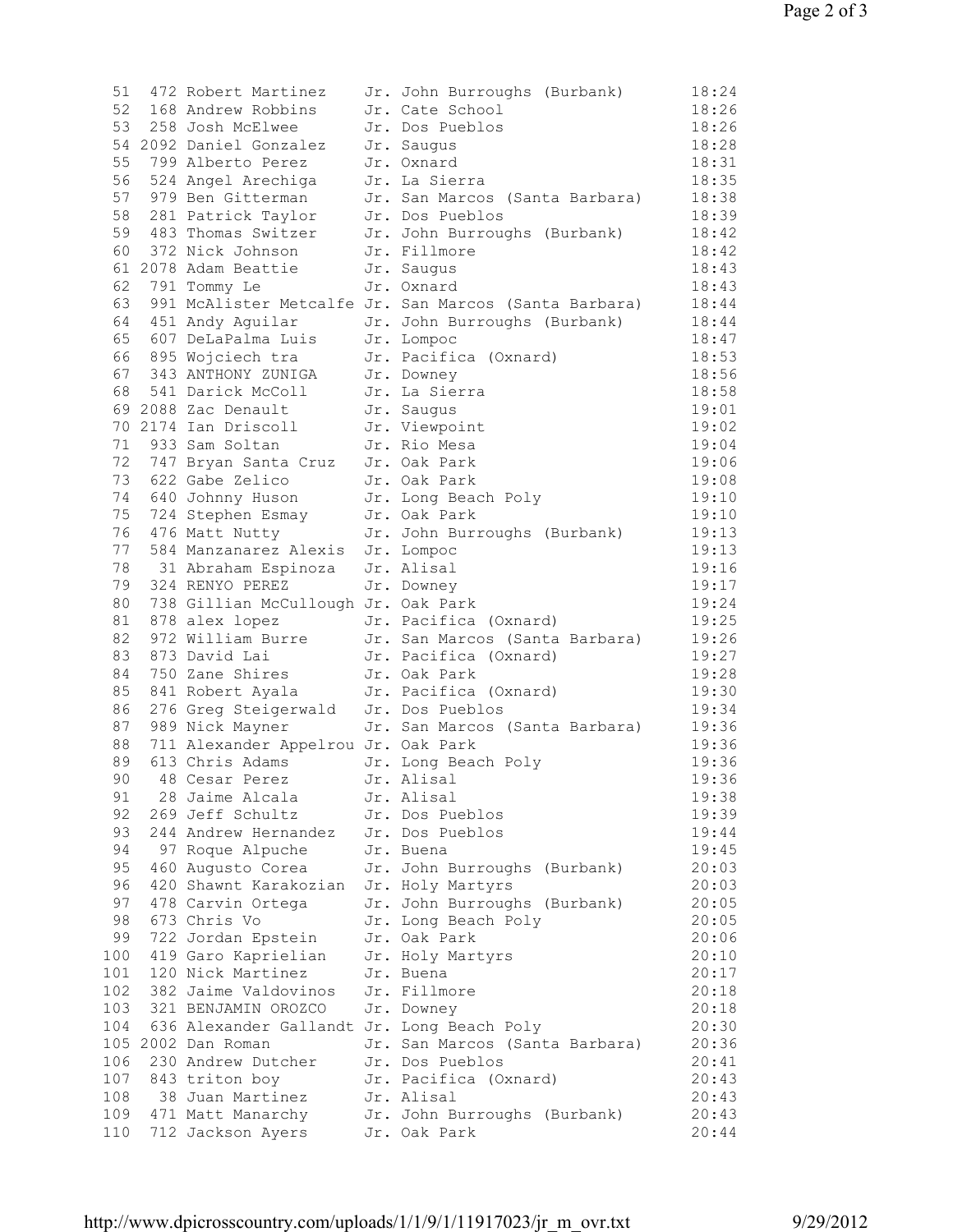```
 51  472 Robert Martinez    Jr. John Burroughs (Burbank)      18:24
 52  168 Andrew Robbins     Jr. Cate School                   18:26
 53  258 Josh McElwee       Jr. Dos Pueblos                   18:26
 54 2092 Daniel Gonzalez    Jr. Saugus                        18:28
 55  799 Alberto Perez      Jr. Oxnard                        18:31
 56  524 Angel Arechiga     Jr. La Sierra                     18:35
 57  979 Ben Gitterman      Jr. San Marcos (Santa Barbara)    18:38
 58  281 Patrick Taylor     Jr. Dos Pueblos                   18:39
 59  483 Thomas Switzer     Jr. John Burroughs (Burbank)      18:42
 60  372 Nick Johnson       Jr. Fillmore                      18:42
 61 2078 Adam Beattie       Jr. Saugus                        18:43
 62  791 Tommy Le           Jr. Oxnard                        18:43
 63  991 McAlister Metcalfe Jr. San Marcos (Santa Barbara)    18:44
 64  451 Andy Aguilar       Jr. John Burroughs (Burbank)      18:44
 65  607 DeLaPalma Luis     Jr. Lompoc                        18:47
 66  895 Wojciech tra       Jr. Pacifica (Oxnard)             18:53
 67  343 ANTHONY ZUNIGA     Jr. Downey                        18:56
 68  541 Darick McColl      Jr. La Sierra                     18:58
 69 2088 Zac Denault        Jr. Saugus                        19:01
 70 2174 Ian Driscoll       Jr. Viewpoint                     19:02
 71  933 Sam Soltan         Jr. Rio Mesa                      19:04
 72  747 Bryan Santa Cruz   Jr. Oak Park                      19:06
 73  622 Gabe Zelico        Jr. Oak Park                      19:08
 74  640 Johnny Huson       Jr. Long Beach Poly               19:10
 75  724 Stephen Esmay      Jr. Oak Park                      19:10
 76  476 Matt Nutty         Jr. John Burroughs (Burbank)      19:13
 77  584 Manzanarez Alexis  Jr. Lompoc                        19:13
 78   31 Abraham Espinoza   Jr. Alisal                        19:16
 79  324 RENYO PEREZ        Jr. Downey                        19:17
 80  738 Gillian McCullough Jr. Oak Park                      19:24
 81  878 alex lopez         Jr. Pacifica (Oxnard)             19:25
 82  972 William Burre      Jr. San Marcos (Santa Barbara)    19:26
 83  873 David Lai          Jr. Pacifica (Oxnard)             19:27
 84  750 Zane Shires        Jr. Oak Park                      19:28
 85  841 Robert Ayala       Jr. Pacifica (Oxnard)             19:30
 86  276 Greg Steigerwald   Jr. Dos Pueblos                   19:34
 87  989 Nick Mayner        Jr. San Marcos (Santa Barbara)    19:36
 88  711 Alexander Appelrou Jr. Oak Park                      19:36
 89  613 Chris Adams        Jr. Long Beach Poly               19:36
 90   48 Cesar Perez        Jr. Alisal                        19:36
 91   28 Jaime Alcala       Jr. Alisal                        19:38
 92  269 Jeff Schultz       Jr. Dos Pueblos                   19:39
 93  244 Andrew Hernandez   Jr. Dos Pueblos                   19:44
 94   97 Roque Alpuche      Jr. Buena                         19:45
 95  460 Augusto Corea      Jr. John Burroughs (Burbank)      20:03
 96  420 Shawnt Karakozian  Jr. Holy Martyrs                  20:03
 97  478 Carvin Ortega      Jr. John Burroughs (Burbank)      20:05
 98  673 Chris Vo           Jr. Long Beach Poly               20:05
 99  722 Jordan Epstein     Jr. Oak Park                      20:06
100  419 Garo Kaprielian    Jr. Holy Martyrs                  20:10
101  120 Nick Martinez      Jr. Buena                         20:17
102  382 Jaime Valdovinos   Jr. Fillmore                      20:18
103  321 BENJAMIN OROZCO    Jr. Downey                        20:18
104  636 Alexander Gallandt Jr. Long Beach Poly               20:30
105 2002 Dan Roman          Jr. San Marcos (Santa Barbara)    20:36
106  230 Andrew Dutcher     Jr. Dos Pueblos                   20:41
107  843 triton boy         Jr. Pacifica (Oxnard)             20:43
108   38 Juan Martinez      Jr. Alisal                        20:43
109  471 Matt Manarchy      Jr. John Burroughs (Burbank)      20:43
110  712 Jackson Ayers      Jr. Oak Park                      20:44
```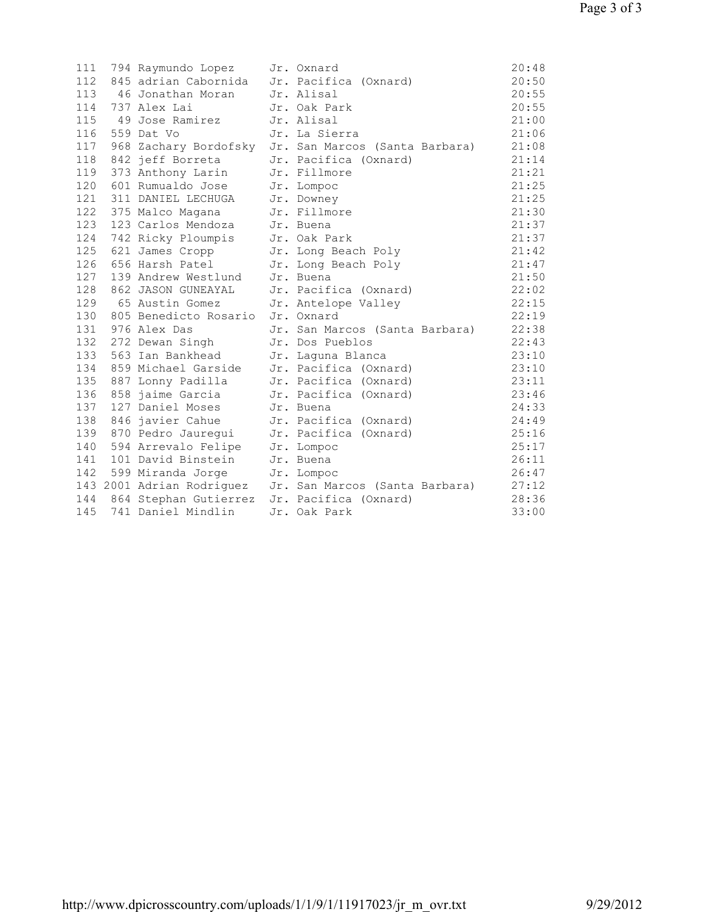| Place | Bib | Name | Div | School | Time |
|---|---|---|---|---|---|
| 111 | 794 | Raymundo Lopez | Jr. | Oxnard | 20:48 |
| 112 | 845 | adrian Cabornida | Jr. | Pacifica (Oxnard) | 20:50 |
| 113 | 46 | Jonathan Moran | Jr. | Alisal | 20:55 |
| 114 | 737 | Alex Lai | Jr. | Oak Park | 20:55 |
| 115 | 49 | Jose Ramirez | Jr. | Alisal | 21:00 |
| 116 | 559 | Dat Vo | Jr. | La Sierra | 21:06 |
| 117 | 968 | Zachary Bordofsky | Jr. | San Marcos (Santa Barbara) | 21:08 |
| 118 | 842 | jeff Borreta | Jr. | Pacifica (Oxnard) | 21:14 |
| 119 | 373 | Anthony Larin | Jr. | Fillmore | 21:21 |
| 120 | 601 | Rumualdo Jose | Jr. | Lompoc | 21:25 |
| 121 | 311 | DANIEL LECHUGA | Jr. | Downey | 21:25 |
| 122 | 375 | Malco Magana | Jr. | Fillmore | 21:30 |
| 123 | 123 | Carlos Mendoza | Jr. | Buena | 21:37 |
| 124 | 742 | Ricky Ploumpis | Jr. | Oak Park | 21:37 |
| 125 | 621 | James Cropp | Jr. | Long Beach Poly | 21:42 |
| 126 | 656 | Harsh Patel | Jr. | Long Beach Poly | 21:47 |
| 127 | 139 | Andrew Westlund | Jr. | Buena | 21:50 |
| 128 | 862 | JASON GUNEAYAL | Jr. | Pacifica (Oxnard) | 22:02 |
| 129 | 65 | Austin Gomez | Jr. | Antelope Valley | 22:15 |
| 130 | 805 | Benedicto Rosario | Jr. | Oxnard | 22:19 |
| 131 | 976 | Alex Das | Jr. | San Marcos (Santa Barbara) | 22:38 |
| 132 | 272 | Dewan Singh | Jr. | Dos Pueblos | 22:43 |
| 133 | 563 | Ian Bankhead | Jr. | Laguna Blanca | 23:10 |
| 134 | 859 | Michael Garside | Jr. | Pacifica (Oxnard) | 23:10 |
| 135 | 887 | Lonny Padilla | Jr. | Pacifica (Oxnard) | 23:11 |
| 136 | 858 | jaime Garcia | Jr. | Pacifica (Oxnard) | 23:46 |
| 137 | 127 | Daniel Moses | Jr. | Buena | 24:33 |
| 138 | 846 | javier Cahue | Jr. | Pacifica (Oxnard) | 24:49 |
| 139 | 870 | Pedro Jauregui | Jr. | Pacifica (Oxnard) | 25:16 |
| 140 | 594 | Arrevalo Felipe | Jr. | Lompoc | 25:17 |
| 141 | 101 | David Binstein | Jr. | Buena | 26:11 |
| 142 | 599 | Miranda Jorge | Jr. | Lompoc | 26:47 |
| 143 | 2001 | Adrian Rodriguez | Jr. | San Marcos (Santa Barbara) | 27:12 |
| 144 | 864 | Stephan Gutierrez | Jr. | Pacifica (Oxnard) | 28:36 |
| 145 | 741 | Daniel Mindlin | Jr. | Oak Park | 33:00 |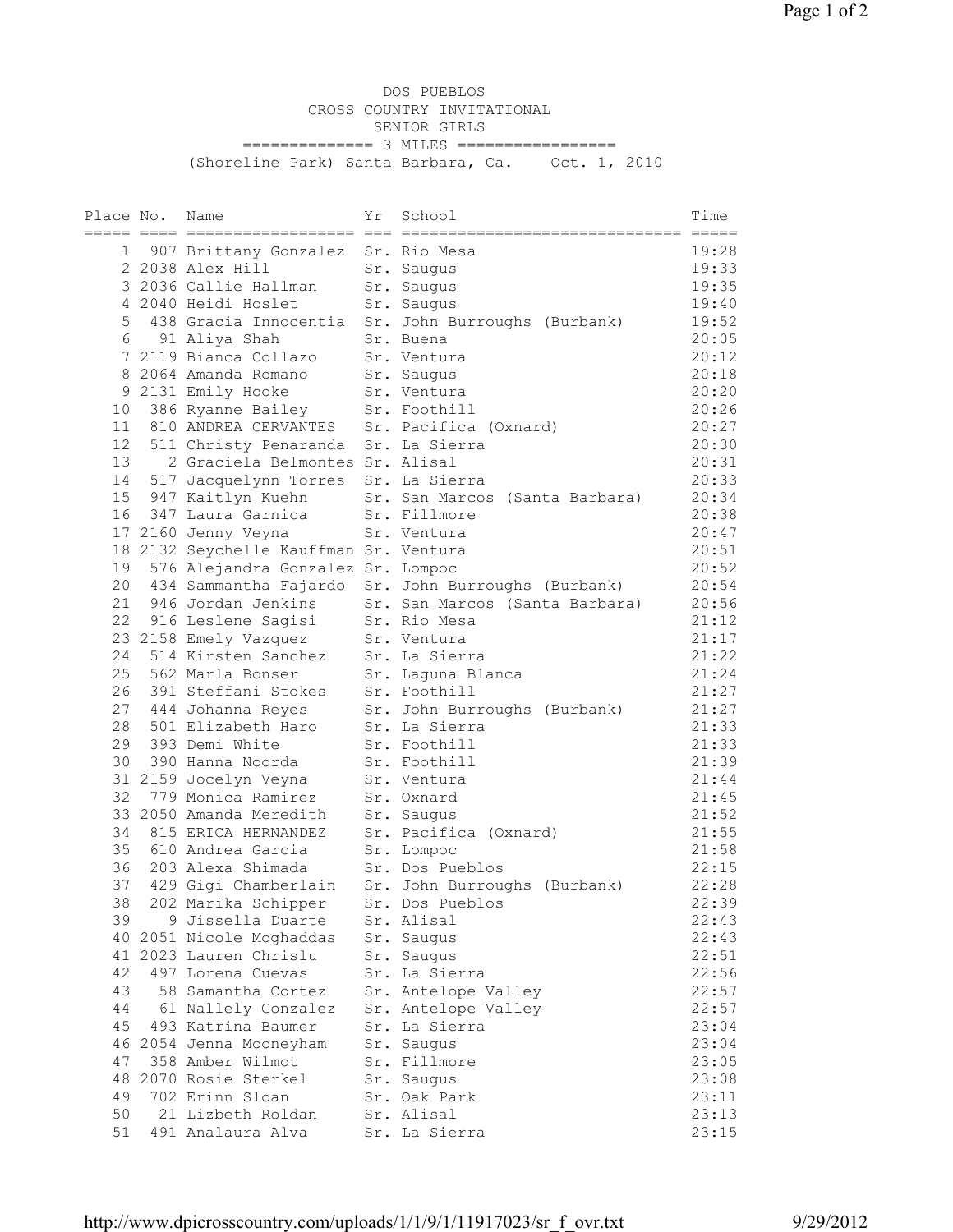DOS PUEBLOS
CROSS COUNTRY INVITATIONAL
SENIOR GIRLS
============== 3 MILES =================
(Shoreline Park) Santa Barbara, Ca.    Oct. 1, 2010

| Place | No. | Name | Yr | School | Time |
|---|---|---|---|---|---|
| 1 | 907 | Brittany Gonzalez | Sr. | Rio Mesa | 19:28 |
| 2 | 2038 | Alex Hill | Sr. | Saugus | 19:33 |
| 3 | 2036 | Callie Hallman | Sr. | Saugus | 19:35 |
| 4 | 2040 | Heidi Hoslet | Sr. | Saugus | 19:40 |
| 5 | 438 | Gracia Innocentia | Sr. | John Burroughs (Burbank) | 19:52 |
| 6 | 91 | Aliya Shah | Sr. | Buena | 20:05 |
| 7 | 2119 | Bianca Collazo | Sr. | Ventura | 20:12 |
| 8 | 2064 | Amanda Romano | Sr. | Saugus | 20:18 |
| 9 | 2131 | Emily Hooke | Sr. | Ventura | 20:20 |
| 10 | 386 | Ryanne Bailey | Sr. | Foothill | 20:26 |
| 11 | 810 | ANDREA CERVANTES | Sr. | Pacifica (Oxnard) | 20:27 |
| 12 | 511 | Christy Penaranda | Sr. | La Sierra | 20:30 |
| 13 | 2 | Graciela Belmontes | Sr. | Alisal | 20:31 |
| 14 | 517 | Jacquelynn Torres | Sr. | La Sierra | 20:33 |
| 15 | 947 | Kaitlyn Kuehn | Sr. | San Marcos (Santa Barbara) | 20:34 |
| 16 | 347 | Laura Garnica | Sr. | Fillmore | 20:38 |
| 17 | 2160 | Jenny Veyna | Sr. | Ventura | 20:47 |
| 18 | 2132 | Seychelle Kauffman | Sr. | Ventura | 20:51 |
| 19 | 576 | Alejandra Gonzalez | Sr. | Lompoc | 20:52 |
| 20 | 434 | Sammantha Fajardo | Sr. | John Burroughs (Burbank) | 20:54 |
| 21 | 946 | Jordan Jenkins | Sr. | San Marcos (Santa Barbara) | 20:56 |
| 22 | 916 | Leslene Sagisi | Sr. | Rio Mesa | 21:12 |
| 23 | 2158 | Emely Vazquez | Sr. | Ventura | 21:17 |
| 24 | 514 | Kirsten Sanchez | Sr. | La Sierra | 21:22 |
| 25 | 562 | Marla Bonser | Sr. | Laguna Blanca | 21:24 |
| 26 | 391 | Steffani Stokes | Sr. | Foothill | 21:27 |
| 27 | 444 | Johanna Reyes | Sr. | John Burroughs (Burbank) | 21:27 |
| 28 | 501 | Elizabeth Haro | Sr. | La Sierra | 21:33 |
| 29 | 393 | Demi White | Sr. | Foothill | 21:33 |
| 30 | 390 | Hanna Noorda | Sr. | Foothill | 21:39 |
| 31 | 2159 | Jocelyn Veyna | Sr. | Ventura | 21:44 |
| 32 | 779 | Monica Ramirez | Sr. | Oxnard | 21:45 |
| 33 | 2050 | Amanda Meredith | Sr. | Saugus | 21:52 |
| 34 | 815 | ERICA HERNANDEZ | Sr. | Pacifica (Oxnard) | 21:55 |
| 35 | 610 | Andrea Garcia | Sr. | Lompoc | 21:58 |
| 36 | 203 | Alexa Shimada | Sr. | Dos Pueblos | 22:15 |
| 37 | 429 | Gigi Chamberlain | Sr. | John Burroughs (Burbank) | 22:28 |
| 38 | 202 | Marika Schipper | Sr. | Dos Pueblos | 22:39 |
| 39 | 9 | Jissella Duarte | Sr. | Alisal | 22:43 |
| 40 | 2051 | Nicole Moghaddas | Sr. | Saugus | 22:43 |
| 41 | 2023 | Lauren Chrislu | Sr. | Saugus | 22:51 |
| 42 | 497 | Lorena Cuevas | Sr. | La Sierra | 22:56 |
| 43 | 58 | Samantha Cortez | Sr. | Antelope Valley | 22:57 |
| 44 | 61 | Nallely Gonzalez | Sr. | Antelope Valley | 22:57 |
| 45 | 493 | Katrina Baumer | Sr. | La Sierra | 23:04 |
| 46 | 2054 | Jenna Mooneyham | Sr. | Saugus | 23:04 |
| 47 | 358 | Amber Wilmot | Sr. | Fillmore | 23:05 |
| 48 | 2070 | Rosie Sterkel | Sr. | Saugus | 23:08 |
| 49 | 702 | Erinn Sloan | Sr. | Oak Park | 23:11 |
| 50 | 21 | Lizbeth Roldan | Sr. | Alisal | 23:13 |
| 51 | 491 | Analaura Alva | Sr. | La Sierra | 23:15 |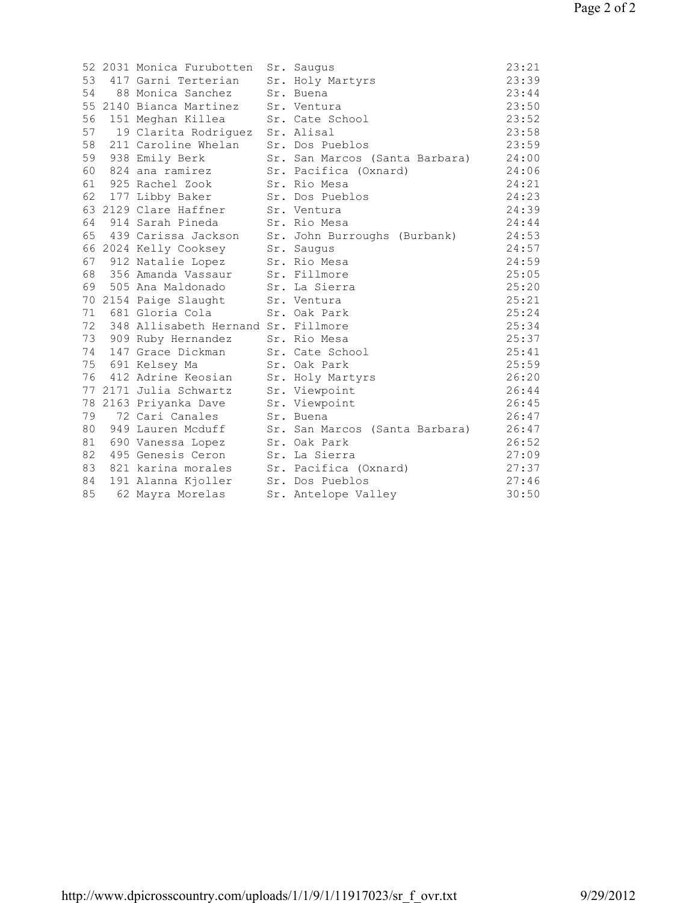```
52 2031 Monica Furubotten  Sr. Saugus                          23:21
53  417 Garni Terterian    Sr. Holy Martyrs                    23:39
54   88 Monica Sanchez     Sr. Buena                           23:44
55 2140 Bianca Martinez    Sr. Ventura                         23:50
56  151 Meghan Killea      Sr. Cate School                     23:52
57   19 Clarita Rodriguez  Sr. Alisal                          23:58
58  211 Caroline Whelan    Sr. Dos Pueblos                     23:59
59  938 Emily Berk         Sr. San Marcos (Santa Barbara)      24:00
60  824 ana ramirez        Sr. Pacifica (Oxnard)               24:06
61  925 Rachel Zook        Sr. Rio Mesa                        24:21
62  177 Libby Baker        Sr. Dos Pueblos                     24:23
63 2129 Clare Haffner      Sr. Ventura                         24:39
64  914 Sarah Pineda       Sr. Rio Mesa                        24:44
65  439 Carissa Jackson    Sr. John Burroughs (Burbank)        24:53
66 2024 Kelly Cooksey      Sr. Saugus                          24:57
67  912 Natalie Lopez      Sr. Rio Mesa                        24:59
68  356 Amanda Vassaur     Sr. Fillmore                        25:05
69  505 Ana Maldonado      Sr. La Sierra                       25:20
70 2154 Paige Slaught      Sr. Ventura                         25:21
71  681 Gloria Cola        Sr. Oak Park                        25:24
72  348 Allisabeth Hernand Sr. Fillmore                        25:34
73  909 Ruby Hernandez     Sr. Rio Mesa                        25:37
74  147 Grace Dickman      Sr. Cate School                     25:41
75  691 Kelsey Ma          Sr. Oak Park                        25:59
76  412 Adrine Keosian     Sr. Holy Martyrs                    26:20
77 2171 Julia Schwartz     Sr. Viewpoint                       26:44
78 2163 Priyanka Dave      Sr. Viewpoint                       26:45
79   72 Cari Canales       Sr. Buena                           26:47
80  949 Lauren Mcduff      Sr. San Marcos (Santa Barbara)      26:47
81  690 Vanessa Lopez      Sr. Oak Park                        26:52
82  495 Genesis Ceron      Sr. La Sierra                       27:09
83  821 karina morales     Sr. Pacifica (Oxnard)               27:37
84  191 Alanna Kjoller     Sr. Dos Pueblos                     27:46
85   62 Mayra Morelas      Sr. Antelope Valley                 30:50
```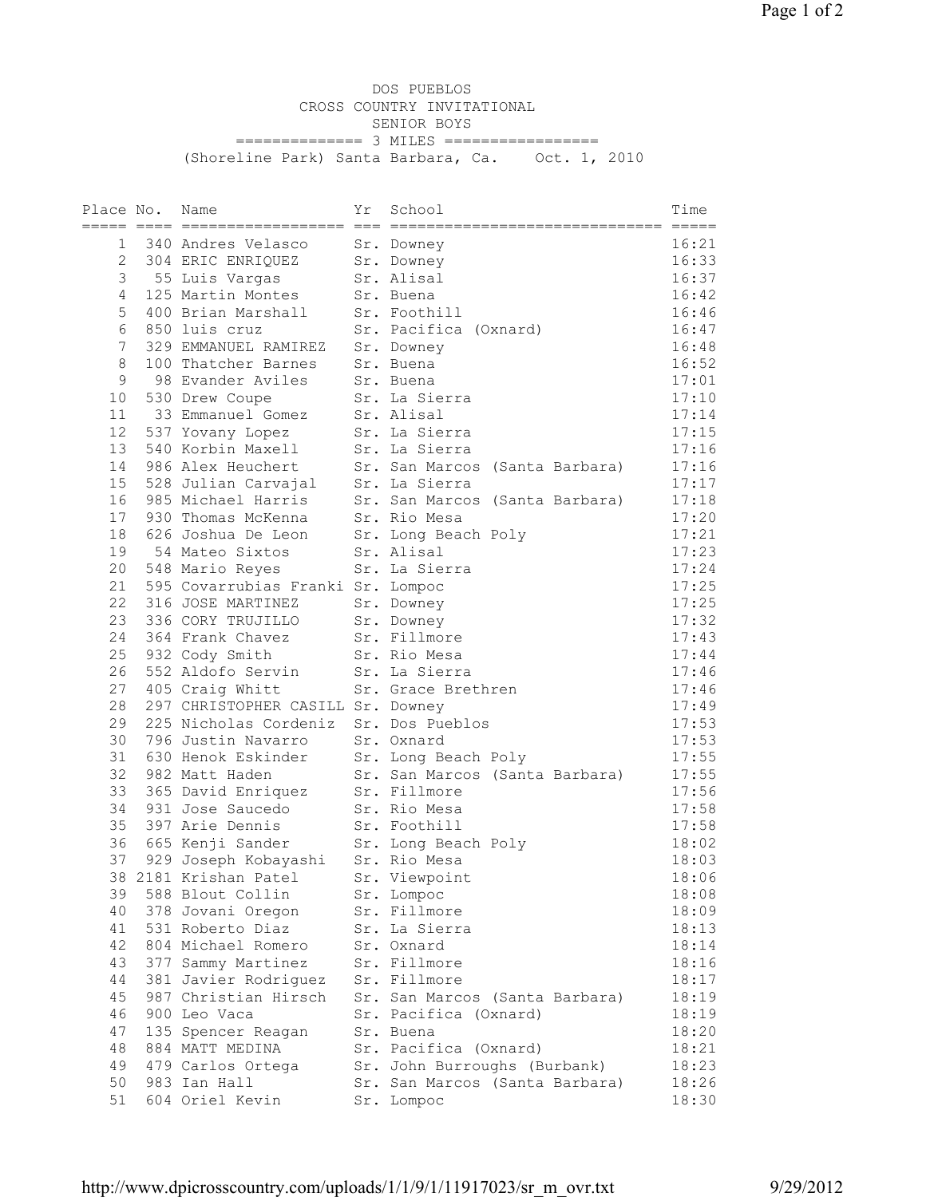DOS PUEBLOS
CROSS COUNTRY INVITATIONAL
SENIOR BOYS
============== 3 MILES =================
(Shoreline Park) Santa Barbara, Ca.    Oct. 1, 2010

| Place | No. | Name | Yr | School | Time |
|---|---|---|---|---|---|
| 1 | 340 | Andres Velasco | Sr. | Downey | 16:21 |
| 2 | 304 | ERIC ENRIQUEZ | Sr. | Downey | 16:33 |
| 3 | 55 | Luis Vargas | Sr. | Alisal | 16:37 |
| 4 | 125 | Martin Montes | Sr. | Buena | 16:42 |
| 5 | 400 | Brian Marshall | Sr. | Foothill | 16:46 |
| 6 | 850 | luis cruz | Sr. | Pacifica (Oxnard) | 16:47 |
| 7 | 329 | EMMANUEL RAMIREZ | Sr. | Downey | 16:48 |
| 8 | 100 | Thatcher Barnes | Sr. | Buena | 16:52 |
| 9 | 98 | Evander Aviles | Sr. | Buena | 17:01 |
| 10 | 530 | Drew Coupe | Sr. | La Sierra | 17:10 |
| 11 | 33 | Emmanuel Gomez | Sr. | Alisal | 17:14 |
| 12 | 537 | Yovany Lopez | Sr. | La Sierra | 17:15 |
| 13 | 540 | Korbin Maxell | Sr. | La Sierra | 17:16 |
| 14 | 986 | Alex Heuchert | Sr. | San Marcos (Santa Barbara) | 17:16 |
| 15 | 528 | Julian Carvajal | Sr. | La Sierra | 17:17 |
| 16 | 985 | Michael Harris | Sr. | San Marcos (Santa Barbara) | 17:18 |
| 17 | 930 | Thomas McKenna | Sr. | Rio Mesa | 17:20 |
| 18 | 626 | Joshua De Leon | Sr. | Long Beach Poly | 17:21 |
| 19 | 54 | Mateo Sixtos | Sr. | Alisal | 17:23 |
| 20 | 548 | Mario Reyes | Sr. | La Sierra | 17:24 |
| 21 | 595 | Covarrubias Franki | Sr. | Lompoc | 17:25 |
| 22 | 316 | JOSE MARTINEZ | Sr. | Downey | 17:25 |
| 23 | 336 | CORY TRUJILLO | Sr. | Downey | 17:32 |
| 24 | 364 | Frank Chavez | Sr. | Fillmore | 17:43 |
| 25 | 932 | Cody Smith | Sr. | Rio Mesa | 17:44 |
| 26 | 552 | Aldofo Servin | Sr. | La Sierra | 17:46 |
| 27 | 405 | Craig Whitt | Sr. | Grace Brethren | 17:46 |
| 28 | 297 | CHRISTOPHER CASILL | Sr. | Downey | 17:49 |
| 29 | 225 | Nicholas Cordeniz | Sr. | Dos Pueblos | 17:53 |
| 30 | 796 | Justin Navarro | Sr. | Oxnard | 17:53 |
| 31 | 630 | Henok Eskinder | Sr. | Long Beach Poly | 17:55 |
| 32 | 982 | Matt Haden | Sr. | San Marcos (Santa Barbara) | 17:55 |
| 33 | 365 | David Enriquez | Sr. | Fillmore | 17:56 |
| 34 | 931 | Jose Saucedo | Sr. | Rio Mesa | 17:58 |
| 35 | 397 | Arie Dennis | Sr. | Foothill | 17:58 |
| 36 | 665 | Kenji Sander | Sr. | Long Beach Poly | 18:02 |
| 37 | 929 | Joseph Kobayashi | Sr. | Rio Mesa | 18:03 |
| 38 | 2181 | Krishan Patel | Sr. | Viewpoint | 18:06 |
| 39 | 588 | Blout Collin | Sr. | Lompoc | 18:08 |
| 40 | 378 | Jovani Oregon | Sr. | Fillmore | 18:09 |
| 41 | 531 | Roberto Diaz | Sr. | La Sierra | 18:13 |
| 42 | 804 | Michael Romero | Sr. | Oxnard | 18:14 |
| 43 | 377 | Sammy Martinez | Sr. | Fillmore | 18:16 |
| 44 | 381 | Javier Rodriguez | Sr. | Fillmore | 18:17 |
| 45 | 987 | Christian Hirsch | Sr. | San Marcos (Santa Barbara) | 18:19 |
| 46 | 900 | Leo Vaca | Sr. | Pacifica (Oxnard) | 18:19 |
| 47 | 135 | Spencer Reagan | Sr. | Buena | 18:20 |
| 48 | 884 | MATT MEDINA | Sr. | Pacifica (Oxnard) | 18:21 |
| 49 | 479 | Carlos Ortega | Sr. | John Burroughs (Burbank) | 18:23 |
| 50 | 983 | Ian Hall | Sr. | San Marcos (Santa Barbara) | 18:26 |
| 51 | 604 | Oriel Kevin | Sr. | Lompoc | 18:30 |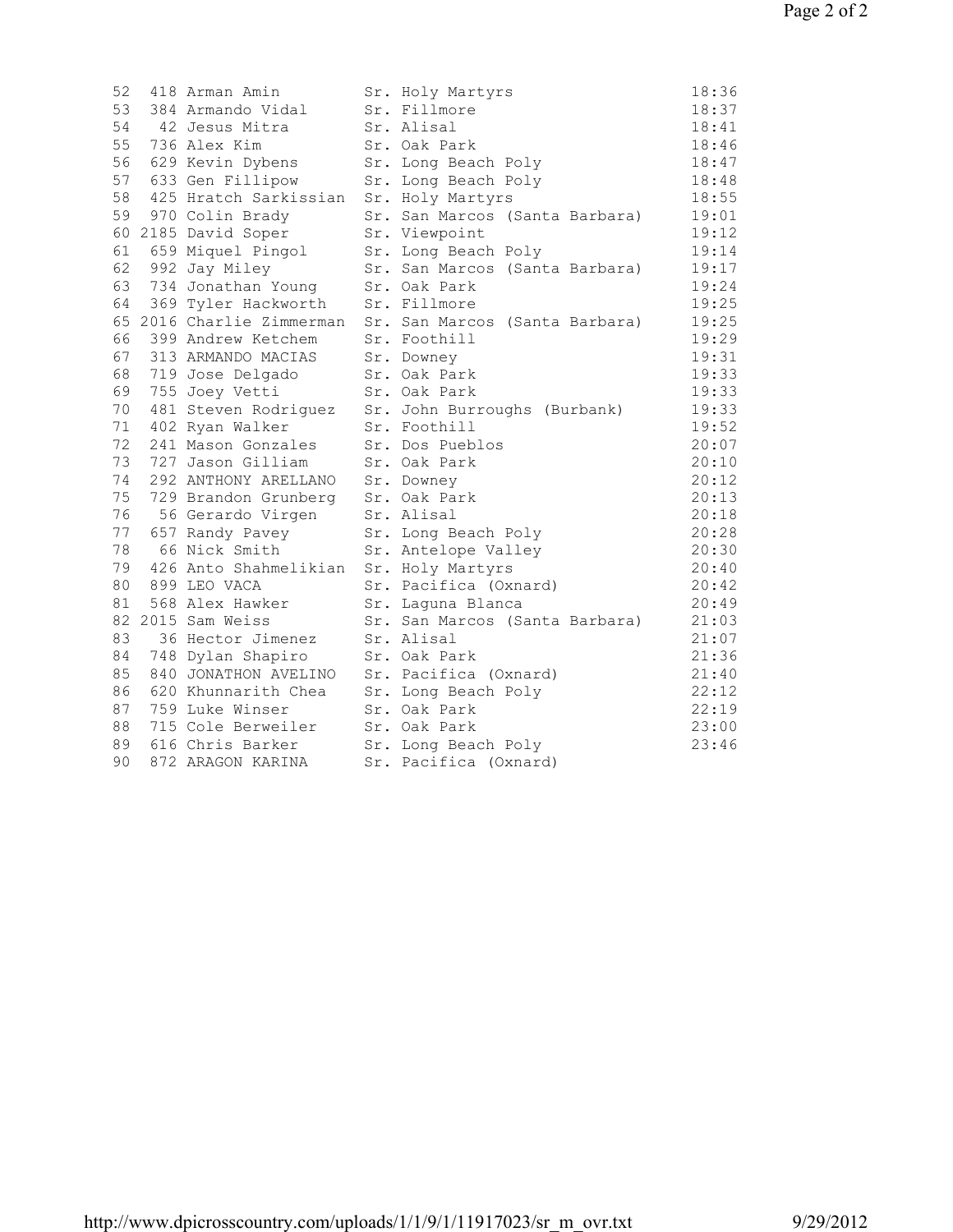| | | | | | |
|---|---|---|---|---|---|
| 52 | 418 | Arman Amin | Sr. | Holy Martyrs | 18:36 |
| 53 | 384 | Armando Vidal | Sr. | Fillmore | 18:37 |
| 54 | 42 | Jesus Mitra | Sr. | Alisal | 18:41 |
| 55 | 736 | Alex Kim | Sr. | Oak Park | 18:46 |
| 56 | 629 | Kevin Dybens | Sr. | Long Beach Poly | 18:47 |
| 57 | 633 | Gen Fillipow | Sr. | Long Beach Poly | 18:48 |
| 58 | 425 | Hratch Sarkissian | Sr. | Holy Martyrs | 18:55 |
| 59 | 970 | Colin Brady | Sr. | San Marcos (Santa Barbara) | 19:01 |
| 60 | 2185 | David Soper | Sr. | Viewpoint | 19:12 |
| 61 | 659 | Miquel Pingol | Sr. | Long Beach Poly | 19:14 |
| 62 | 992 | Jay Miley | Sr. | San Marcos (Santa Barbara) | 19:17 |
| 63 | 734 | Jonathan Young | Sr. | Oak Park | 19:24 |
| 64 | 369 | Tyler Hackworth | Sr. | Fillmore | 19:25 |
| 65 | 2016 | Charlie Zimmerman | Sr. | San Marcos (Santa Barbara) | 19:25 |
| 66 | 399 | Andrew Ketchem | Sr. | Foothill | 19:29 |
| 67 | 313 | ARMANDO MACIAS | Sr. | Downey | 19:31 |
| 68 | 719 | Jose Delgado | Sr. | Oak Park | 19:33 |
| 69 | 755 | Joey Vetti | Sr. | Oak Park | 19:33 |
| 70 | 481 | Steven Rodriguez | Sr. | John Burroughs (Burbank) | 19:33 |
| 71 | 402 | Ryan Walker | Sr. | Foothill | 19:52 |
| 72 | 241 | Mason Gonzales | Sr. | Dos Pueblos | 20:07 |
| 73 | 727 | Jason Gilliam | Sr. | Oak Park | 20:10 |
| 74 | 292 | ANTHONY ARELLANO | Sr. | Downey | 20:12 |
| 75 | 729 | Brandon Grunberg | Sr. | Oak Park | 20:13 |
| 76 | 56 | Gerardo Virgen | Sr. | Alisal | 20:18 |
| 77 | 657 | Randy Pavey | Sr. | Long Beach Poly | 20:28 |
| 78 | 66 | Nick Smith | Sr. | Antelope Valley | 20:30 |
| 79 | 426 | Anto Shahmelikian | Sr. | Holy Martyrs | 20:40 |
| 80 | 899 | LEO VACA | Sr. | Pacifica (Oxnard) | 20:42 |
| 81 | 568 | Alex Hawker | Sr. | Laguna Blanca | 20:49 |
| 82 | 2015 | Sam Weiss | Sr. | San Marcos (Santa Barbara) | 21:03 |
| 83 | 36 | Hector Jimenez | Sr. | Alisal | 21:07 |
| 84 | 748 | Dylan Shapiro | Sr. | Oak Park | 21:36 |
| 85 | 840 | JONATHON AVELINO | Sr. | Pacifica (Oxnard) | 21:40 |
| 86 | 620 | Khunnarith Chea | Sr. | Long Beach Poly | 22:12 |
| 87 | 759 | Luke Winser | Sr. | Oak Park | 22:19 |
| 88 | 715 | Cole Berweiler | Sr. | Oak Park | 23:00 |
| 89 | 616 | Chris Barker | Sr. | Long Beach Poly | 23:46 |
| 90 | 872 | ARAGON KARINA | Sr. | Pacifica (Oxnard) | |

http://www.dpicrosscountry.com/uploads/1/1/9/1/11917023/sr_m_ovr.txt 9/29/2012